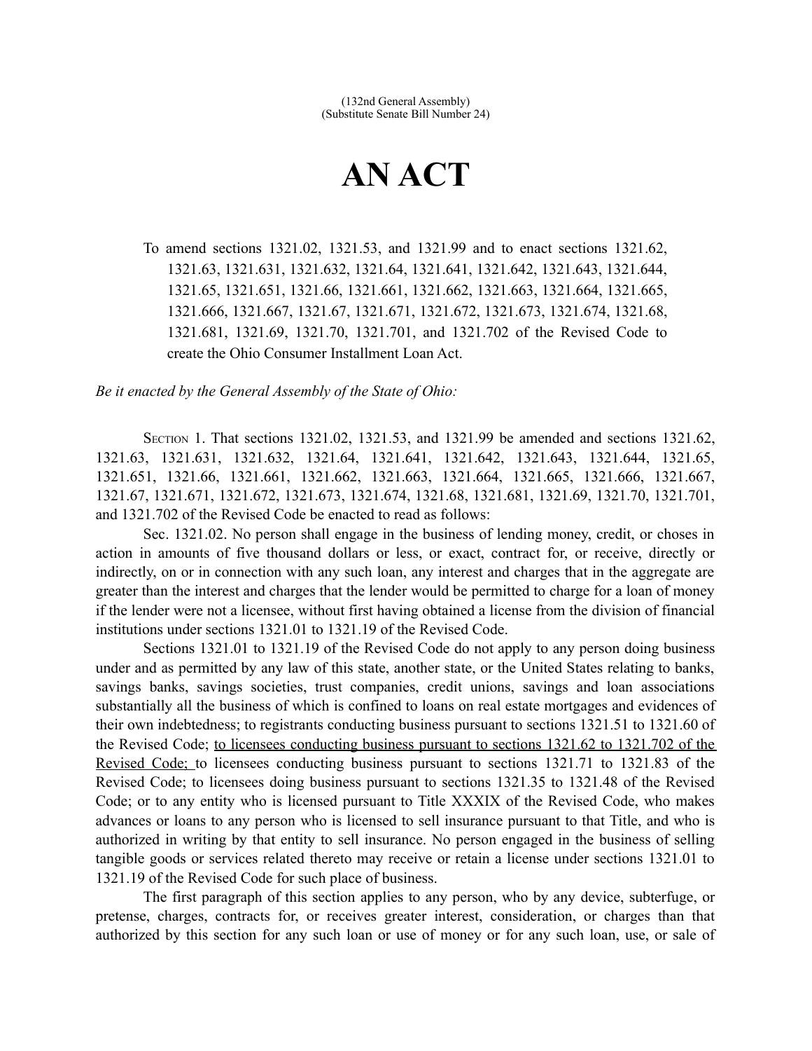(132nd General Assembly)
(Substitute Senate Bill Number 24)

# AN ACT

To amend sections 1321.02, 1321.53, and 1321.99 and to enact sections 1321.62, 1321.63, 1321.631, 1321.632, 1321.64, 1321.641, 1321.642, 1321.643, 1321.644, 1321.65, 1321.651, 1321.66, 1321.661, 1321.662, 1321.663, 1321.664, 1321.665, 1321.666, 1321.667, 1321.67, 1321.671, 1321.672, 1321.673, 1321.674, 1321.68, 1321.681, 1321.69, 1321.70, 1321.701, and 1321.702 of the Revised Code to create the Ohio Consumer Installment Loan Act.

*Be it enacted by the General Assembly of the State of Ohio:*

SECTION 1. That sections 1321.02, 1321.53, and 1321.99 be amended and sections 1321.62, 1321.63, 1321.631, 1321.632, 1321.64, 1321.641, 1321.642, 1321.643, 1321.644, 1321.65, 1321.651, 1321.66, 1321.661, 1321.662, 1321.663, 1321.664, 1321.665, 1321.666, 1321.667, 1321.67, 1321.671, 1321.672, 1321.673, 1321.674, 1321.68, 1321.681, 1321.69, 1321.70, 1321.701, and 1321.702 of the Revised Code be enacted to read as follows:

Sec. 1321.02. No person shall engage in the business of lending money, credit, or choses in action in amounts of five thousand dollars or less, or exact, contract for, or receive, directly or indirectly, on or in connection with any such loan, any interest and charges that in the aggregate are greater than the interest and charges that the lender would be permitted to charge for a loan of money if the lender were not a licensee, without first having obtained a license from the division of financial institutions under sections 1321.01 to 1321.19 of the Revised Code.

Sections 1321.01 to 1321.19 of the Revised Code do not apply to any person doing business under and as permitted by any law of this state, another state, or the United States relating to banks, savings banks, savings societies, trust companies, credit unions, savings and loan associations substantially all the business of which is confined to loans on real estate mortgages and evidences of their own indebtedness; to registrants conducting business pursuant to sections 1321.51 to 1321.60 of the Revised Code; <u>to licensees conducting business pursuant to sections 1321.62 to 1321.702 of the Revised Code;</u> to licensees conducting business pursuant to sections 1321.71 to 1321.83 of the Revised Code; to licensees doing business pursuant to sections 1321.35 to 1321.48 of the Revised Code; or to any entity who is licensed pursuant to Title XXXIX of the Revised Code, who makes advances or loans to any person who is licensed to sell insurance pursuant to that Title, and who is authorized in writing by that entity to sell insurance. No person engaged in the business of selling tangible goods or services related thereto may receive or retain a license under sections 1321.01 to 1321.19 of the Revised Code for such place of business.

The first paragraph of this section applies to any person, who by any device, subterfuge, or pretense, charges, contracts for, or receives greater interest, consideration, or charges than that authorized by this section for any such loan or use of money or for any such loan, use, or sale of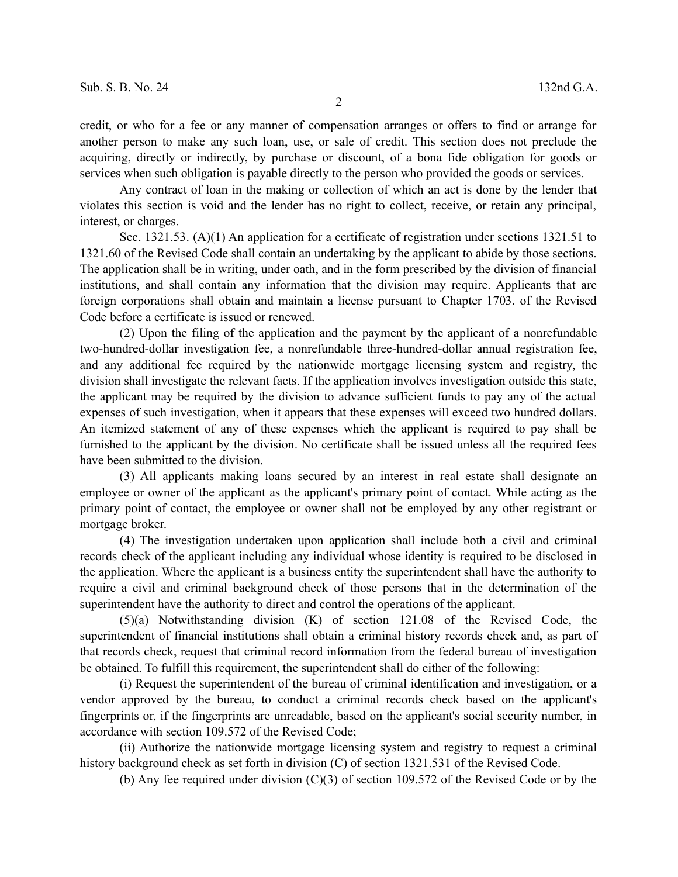credit, or who for a fee or any manner of compensation arranges or offers to find or arrange for another person to make any such loan, use, or sale of credit. This section does not preclude the acquiring, directly or indirectly, by purchase or discount, of a bona fide obligation for goods or services when such obligation is payable directly to the person who provided the goods or services.

Any contract of loan in the making or collection of which an act is done by the lender that violates this section is void and the lender has no right to collect, receive, or retain any principal, interest, or charges.

Sec. 1321.53. (A)(1) An application for a certificate of registration under sections 1321.51 to 1321.60 of the Revised Code shall contain an undertaking by the applicant to abide by those sections. The application shall be in writing, under oath, and in the form prescribed by the division of financial institutions, and shall contain any information that the division may require. Applicants that are foreign corporations shall obtain and maintain a license pursuant to Chapter 1703. of the Revised Code before a certificate is issued or renewed.

(2) Upon the filing of the application and the payment by the applicant of a nonrefundable two-hundred-dollar investigation fee, a nonrefundable three-hundred-dollar annual registration fee, and any additional fee required by the nationwide mortgage licensing system and registry, the division shall investigate the relevant facts. If the application involves investigation outside this state, the applicant may be required by the division to advance sufficient funds to pay any of the actual expenses of such investigation, when it appears that these expenses will exceed two hundred dollars. An itemized statement of any of these expenses which the applicant is required to pay shall be furnished to the applicant by the division. No certificate shall be issued unless all the required fees have been submitted to the division.

(3) All applicants making loans secured by an interest in real estate shall designate an employee or owner of the applicant as the applicant's primary point of contact. While acting as the primary point of contact, the employee or owner shall not be employed by any other registrant or mortgage broker.

(4) The investigation undertaken upon application shall include both a civil and criminal records check of the applicant including any individual whose identity is required to be disclosed in the application. Where the applicant is a business entity the superintendent shall have the authority to require a civil and criminal background check of those persons that in the determination of the superintendent have the authority to direct and control the operations of the applicant.

(5)(a) Notwithstanding division (K) of section 121.08 of the Revised Code, the superintendent of financial institutions shall obtain a criminal history records check and, as part of that records check, request that criminal record information from the federal bureau of investigation be obtained. To fulfill this requirement, the superintendent shall do either of the following:

(i) Request the superintendent of the bureau of criminal identification and investigation, or a vendor approved by the bureau, to conduct a criminal records check based on the applicant's fingerprints or, if the fingerprints are unreadable, based on the applicant's social security number, in accordance with section 109.572 of the Revised Code;

(ii) Authorize the nationwide mortgage licensing system and registry to request a criminal history background check as set forth in division (C) of section 1321.531 of the Revised Code.

(b) Any fee required under division (C)(3) of section 109.572 of the Revised Code or by the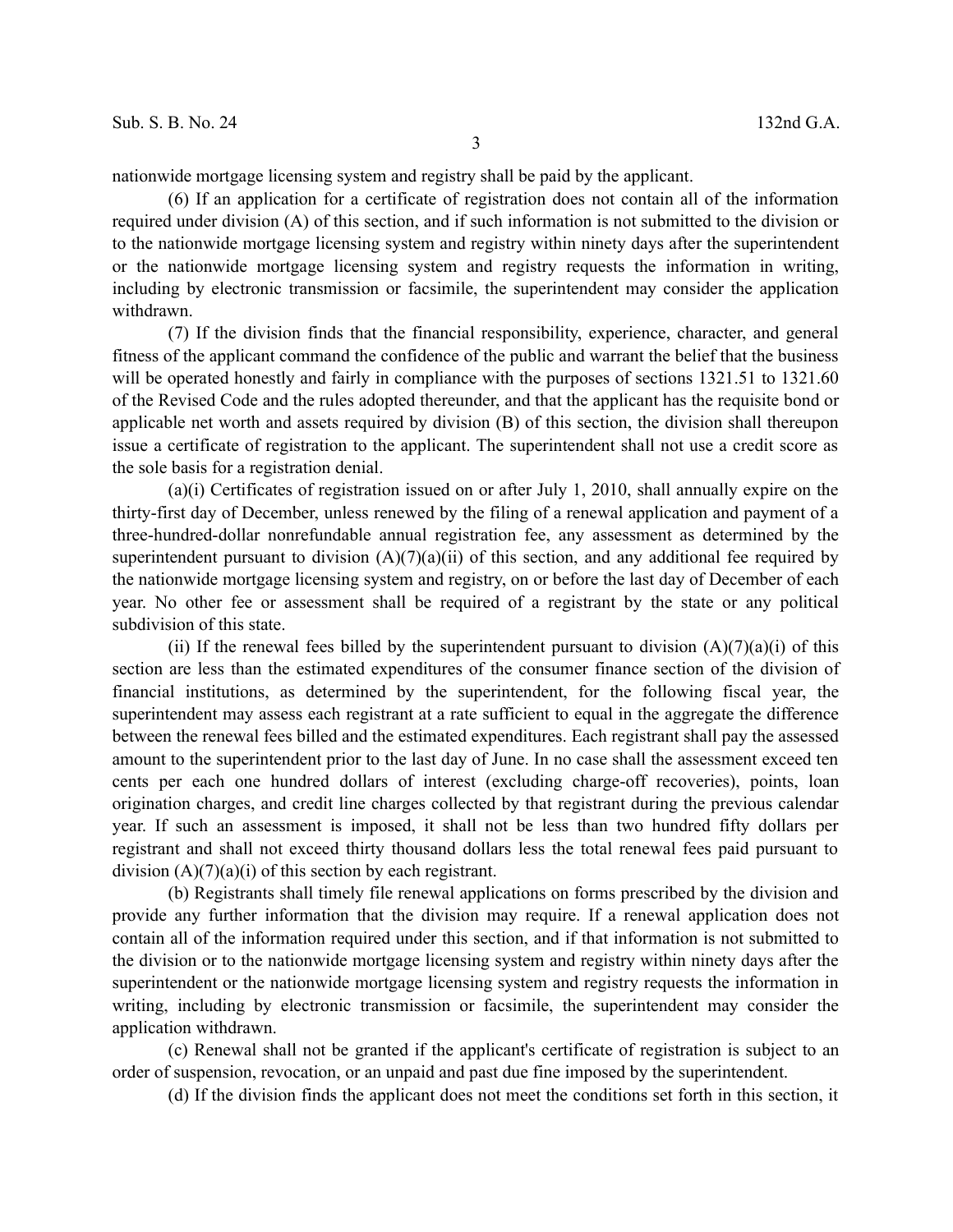nationwide mortgage licensing system and registry shall be paid by the applicant.

(6) If an application for a certificate of registration does not contain all of the information required under division (A) of this section, and if such information is not submitted to the division or to the nationwide mortgage licensing system and registry within ninety days after the superintendent or the nationwide mortgage licensing system and registry requests the information in writing, including by electronic transmission or facsimile, the superintendent may consider the application withdrawn.

(7) If the division finds that the financial responsibility, experience, character, and general fitness of the applicant command the confidence of the public and warrant the belief that the business will be operated honestly and fairly in compliance with the purposes of sections 1321.51 to 1321.60 of the Revised Code and the rules adopted thereunder, and that the applicant has the requisite bond or applicable net worth and assets required by division (B) of this section, the division shall thereupon issue a certificate of registration to the applicant. The superintendent shall not use a credit score as the sole basis for a registration denial.

(a)(i) Certificates of registration issued on or after July 1, 2010, shall annually expire on the thirty-first day of December, unless renewed by the filing of a renewal application and payment of a three-hundred-dollar nonrefundable annual registration fee, any assessment as determined by the superintendent pursuant to division (A)(7)(a)(ii) of this section, and any additional fee required by the nationwide mortgage licensing system and registry, on or before the last day of December of each year. No other fee or assessment shall be required of a registrant by the state or any political subdivision of this state.

(ii) If the renewal fees billed by the superintendent pursuant to division (A)(7)(a)(i) of this section are less than the estimated expenditures of the consumer finance section of the division of financial institutions, as determined by the superintendent, for the following fiscal year, the superintendent may assess each registrant at a rate sufficient to equal in the aggregate the difference between the renewal fees billed and the estimated expenditures. Each registrant shall pay the assessed amount to the superintendent prior to the last day of June. In no case shall the assessment exceed ten cents per each one hundred dollars of interest (excluding charge-off recoveries), points, loan origination charges, and credit line charges collected by that registrant during the previous calendar year. If such an assessment is imposed, it shall not be less than two hundred fifty dollars per registrant and shall not exceed thirty thousand dollars less the total renewal fees paid pursuant to division (A)(7)(a)(i) of this section by each registrant.

(b) Registrants shall timely file renewal applications on forms prescribed by the division and provide any further information that the division may require. If a renewal application does not contain all of the information required under this section, and if that information is not submitted to the division or to the nationwide mortgage licensing system and registry within ninety days after the superintendent or the nationwide mortgage licensing system and registry requests the information in writing, including by electronic transmission or facsimile, the superintendent may consider the application withdrawn.

(c) Renewal shall not be granted if the applicant's certificate of registration is subject to an order of suspension, revocation, or an unpaid and past due fine imposed by the superintendent.

(d) If the division finds the applicant does not meet the conditions set forth in this section, it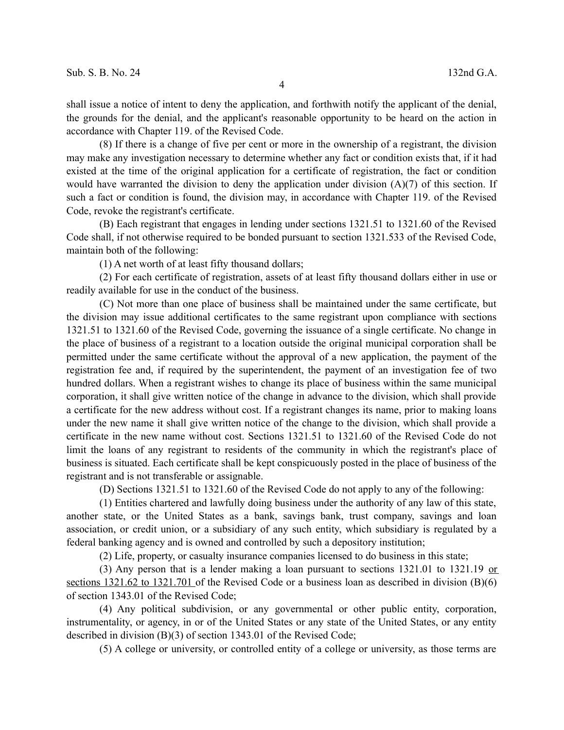shall issue a notice of intent to deny the application, and forthwith notify the applicant of the denial, the grounds for the denial, and the applicant's reasonable opportunity to be heard on the action in accordance with Chapter 119. of the Revised Code.

(8) If there is a change of five per cent or more in the ownership of a registrant, the division may make any investigation necessary to determine whether any fact or condition exists that, if it had existed at the time of the original application for a certificate of registration, the fact or condition would have warranted the division to deny the application under division (A)(7) of this section. If such a fact or condition is found, the division may, in accordance with Chapter 119. of the Revised Code, revoke the registrant's certificate.

(B) Each registrant that engages in lending under sections 1321.51 to 1321.60 of the Revised Code shall, if not otherwise required to be bonded pursuant to section 1321.533 of the Revised Code, maintain both of the following:

(1) A net worth of at least fifty thousand dollars;

(2) For each certificate of registration, assets of at least fifty thousand dollars either in use or readily available for use in the conduct of the business.

(C) Not more than one place of business shall be maintained under the same certificate, but the division may issue additional certificates to the same registrant upon compliance with sections 1321.51 to 1321.60 of the Revised Code, governing the issuance of a single certificate. No change in the place of business of a registrant to a location outside the original municipal corporation shall be permitted under the same certificate without the approval of a new application, the payment of the registration fee and, if required by the superintendent, the payment of an investigation fee of two hundred dollars. When a registrant wishes to change its place of business within the same municipal corporation, it shall give written notice of the change in advance to the division, which shall provide a certificate for the new address without cost. If a registrant changes its name, prior to making loans under the new name it shall give written notice of the change to the division, which shall provide a certificate in the new name without cost. Sections 1321.51 to 1321.60 of the Revised Code do not limit the loans of any registrant to residents of the community in which the registrant's place of business is situated. Each certificate shall be kept conspicuously posted in the place of business of the registrant and is not transferable or assignable.

(D) Sections 1321.51 to 1321.60 of the Revised Code do not apply to any of the following:

(1) Entities chartered and lawfully doing business under the authority of any law of this state, another state, or the United States as a bank, savings bank, trust company, savings and loan association, or credit union, or a subsidiary of any such entity, which subsidiary is regulated by a federal banking agency and is owned and controlled by such a depository institution;

(2) Life, property, or casualty insurance companies licensed to do business in this state;

(3) Any person that is a lender making a loan pursuant to sections 1321.01 to 1321.19 <u>or sections 1321.62 to 1321.701</u> of the Revised Code or a business loan as described in division (B)(6) of section 1343.01 of the Revised Code;

(4) Any political subdivision, or any governmental or other public entity, corporation, instrumentality, or agency, in or of the United States or any state of the United States, or any entity described in division (B)(3) of section 1343.01 of the Revised Code;

(5) A college or university, or controlled entity of a college or university, as those terms are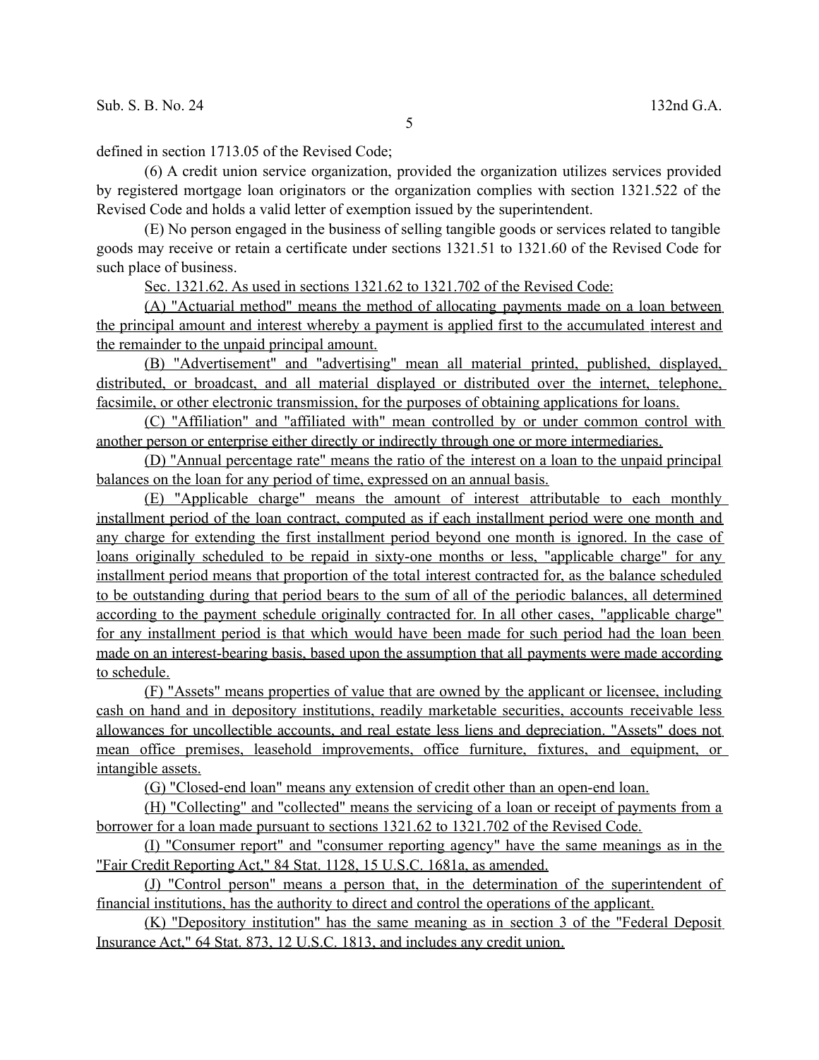defined in section 1713.05 of the Revised Code;

(6) A credit union service organization, provided the organization utilizes services provided by registered mortgage loan originators or the organization complies with section 1321.522 of the Revised Code and holds a valid letter of exemption issued by the superintendent.

(E) No person engaged in the business of selling tangible goods or services related to tangible goods may receive or retain a certificate under sections 1321.51 to 1321.60 of the Revised Code for such place of business.

Sec. 1321.62. As used in sections 1321.62 to 1321.702 of the Revised Code:

(A) "Actuarial method" means the method of allocating payments made on a loan between the principal amount and interest whereby a payment is applied first to the accumulated interest and the remainder to the unpaid principal amount.

(B) "Advertisement" and "advertising" mean all material printed, published, displayed, distributed, or broadcast, and all material displayed or distributed over the internet, telephone, facsimile, or other electronic transmission, for the purposes of obtaining applications for loans.

(C) "Affiliation" and "affiliated with" mean controlled by or under common control with another person or enterprise either directly or indirectly through one or more intermediaries.

(D) "Annual percentage rate" means the ratio of the interest on a loan to the unpaid principal balances on the loan for any period of time, expressed on an annual basis.

(E) "Applicable charge" means the amount of interest attributable to each monthly installment period of the loan contract, computed as if each installment period were one month and any charge for extending the first installment period beyond one month is ignored. In the case of loans originally scheduled to be repaid in sixty-one months or less, "applicable charge" for any installment period means that proportion of the total interest contracted for, as the balance scheduled to be outstanding during that period bears to the sum of all of the periodic balances, all determined according to the payment schedule originally contracted for. In all other cases, "applicable charge" for any installment period is that which would have been made for such period had the loan been made on an interest-bearing basis, based upon the assumption that all payments were made according to schedule.

(F) "Assets" means properties of value that are owned by the applicant or licensee, including cash on hand and in depository institutions, readily marketable securities, accounts receivable less allowances for uncollectible accounts, and real estate less liens and depreciation. "Assets" does not mean office premises, leasehold improvements, office furniture, fixtures, and equipment, or intangible assets.

(G) "Closed-end loan" means any extension of credit other than an open-end loan.

(H) "Collecting" and "collected" means the servicing of a loan or receipt of payments from a borrower for a loan made pursuant to sections 1321.62 to 1321.702 of the Revised Code.

(I) "Consumer report" and "consumer reporting agency" have the same meanings as in the "Fair Credit Reporting Act," 84 Stat. 1128, 15 U.S.C. 1681a, as amended.

(J) "Control person" means a person that, in the determination of the superintendent of financial institutions, has the authority to direct and control the operations of the applicant.

(K) "Depository institution" has the same meaning as in section 3 of the "Federal Deposit Insurance Act," 64 Stat. 873, 12 U.S.C. 1813, and includes any credit union.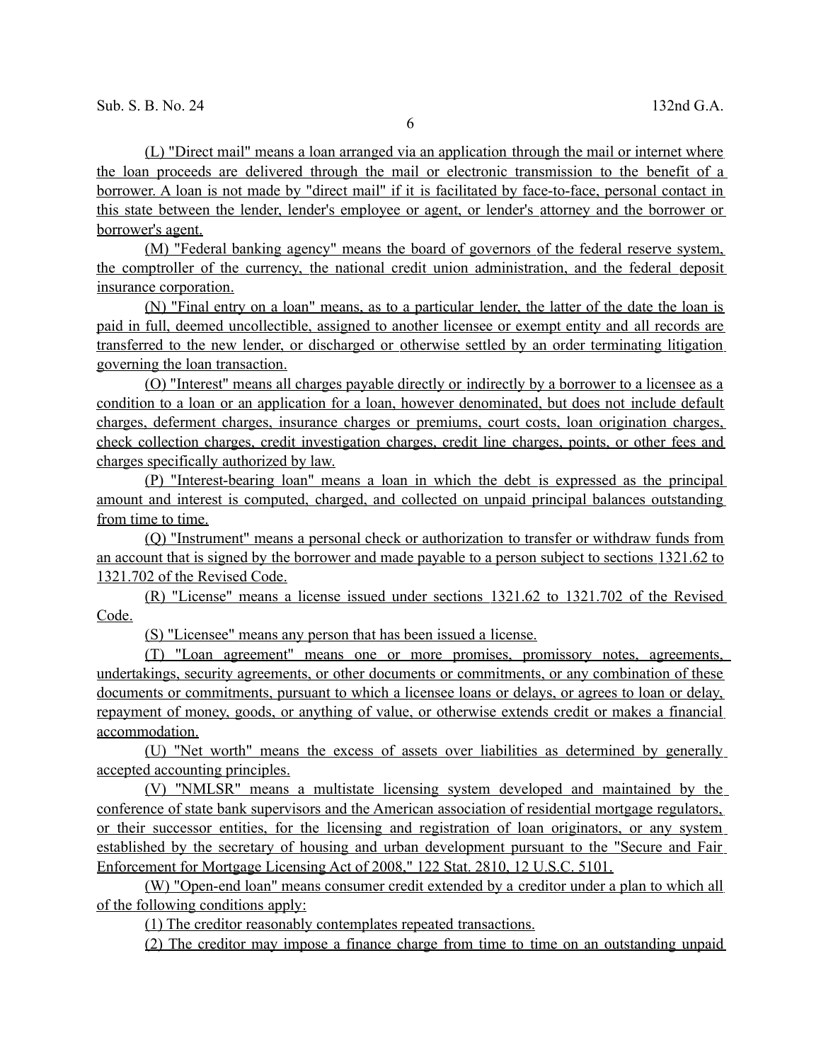(L) "Direct mail" means a loan arranged via an application through the mail or internet where the loan proceeds are delivered through the mail or electronic transmission to the benefit of a borrower. A loan is not made by "direct mail" if it is facilitated by face-to-face, personal contact in this state between the lender, lender's employee or agent, or lender's attorney and the borrower or borrower's agent.

(M) "Federal banking agency" means the board of governors of the federal reserve system, the comptroller of the currency, the national credit union administration, and the federal deposit insurance corporation.

(N) "Final entry on a loan" means, as to a particular lender, the latter of the date the loan is paid in full, deemed uncollectible, assigned to another licensee or exempt entity and all records are transferred to the new lender, or discharged or otherwise settled by an order terminating litigation governing the loan transaction.

(O) "Interest" means all charges payable directly or indirectly by a borrower to a licensee as a condition to a loan or an application for a loan, however denominated, but does not include default charges, deferment charges, insurance charges or premiums, court costs, loan origination charges, check collection charges, credit investigation charges, credit line charges, points, or other fees and charges specifically authorized by law.

(P) "Interest-bearing loan" means a loan in which the debt is expressed as the principal amount and interest is computed, charged, and collected on unpaid principal balances outstanding from time to time.

(Q) "Instrument" means a personal check or authorization to transfer or withdraw funds from an account that is signed by the borrower and made payable to a person subject to sections 1321.62 to 1321.702 of the Revised Code.

(R) "License" means a license issued under sections 1321.62 to 1321.702 of the Revised Code.

(S) "Licensee" means any person that has been issued a license.

(T) "Loan agreement" means one or more promises, promissory notes, agreements, undertakings, security agreements, or other documents or commitments, or any combination of these documents or commitments, pursuant to which a licensee loans or delays, or agrees to loan or delay, repayment of money, goods, or anything of value, or otherwise extends credit or makes a financial accommodation.

(U) "Net worth" means the excess of assets over liabilities as determined by generally accepted accounting principles.

(V) "NMLSR" means a multistate licensing system developed and maintained by the conference of state bank supervisors and the American association of residential mortgage regulators, or their successor entities, for the licensing and registration of loan originators, or any system established by the secretary of housing and urban development pursuant to the "Secure and Fair Enforcement for Mortgage Licensing Act of 2008," 122 Stat. 2810, 12 U.S.C. 5101.

(W) "Open-end loan" means consumer credit extended by a creditor under a plan to which all of the following conditions apply:

(1) The creditor reasonably contemplates repeated transactions.

(2) The creditor may impose a finance charge from time to time on an outstanding unpaid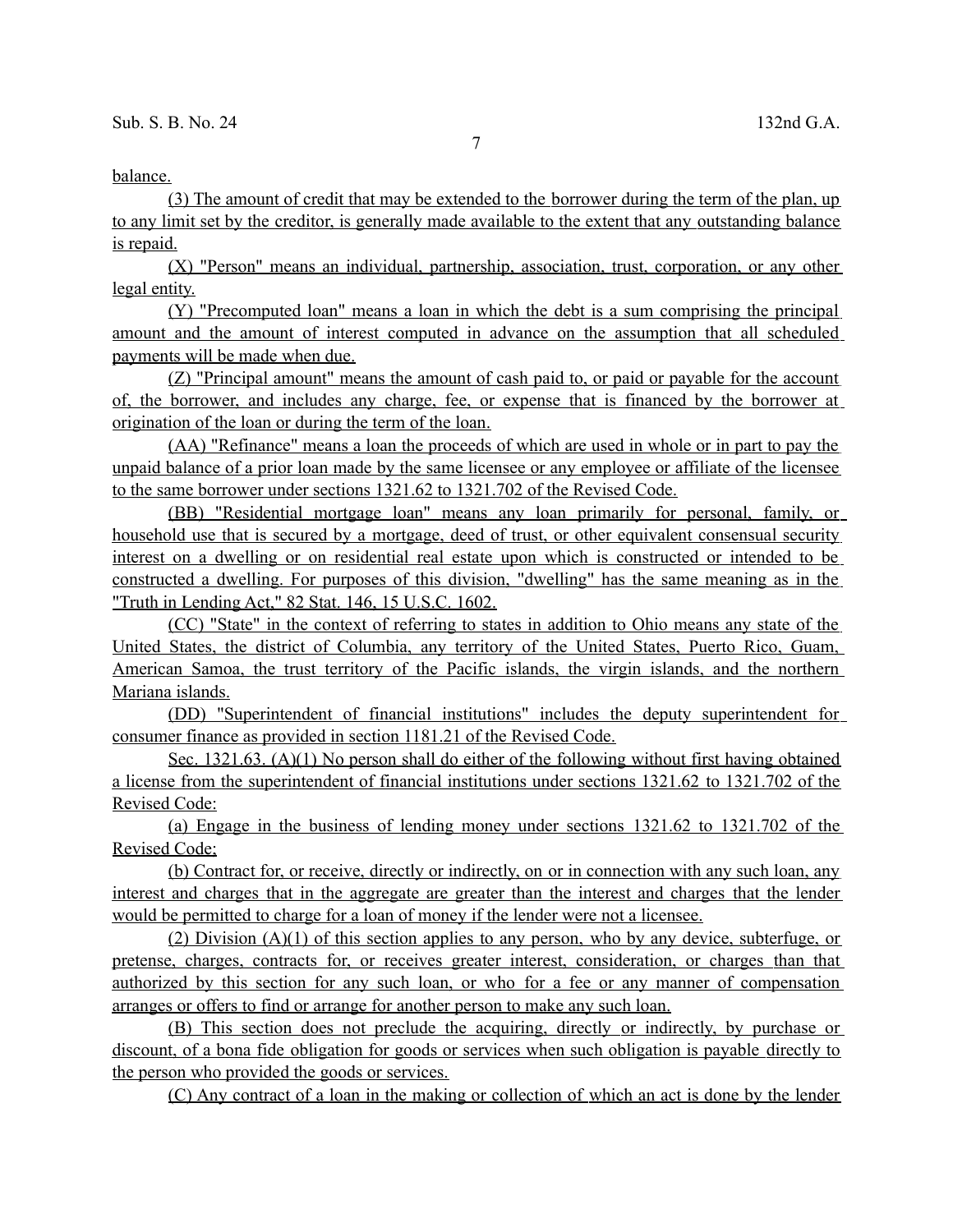balance.

(3) The amount of credit that may be extended to the borrower during the term of the plan, up to any limit set by the creditor, is generally made available to the extent that any outstanding balance is repaid.

(X) "Person" means an individual, partnership, association, trust, corporation, or any other legal entity.

(Y) "Precomputed loan" means a loan in which the debt is a sum comprising the principal amount and the amount of interest computed in advance on the assumption that all scheduled payments will be made when due.

(Z) "Principal amount" means the amount of cash paid to, or paid or payable for the account of, the borrower, and includes any charge, fee, or expense that is financed by the borrower at origination of the loan or during the term of the loan.

(AA) "Refinance" means a loan the proceeds of which are used in whole or in part to pay the unpaid balance of a prior loan made by the same licensee or any employee or affiliate of the licensee to the same borrower under sections 1321.62 to 1321.702 of the Revised Code.

(BB) "Residential mortgage loan" means any loan primarily for personal, family, or household use that is secured by a mortgage, deed of trust, or other equivalent consensual security interest on a dwelling or on residential real estate upon which is constructed or intended to be constructed a dwelling. For purposes of this division, "dwelling" has the same meaning as in the "Truth in Lending Act," 82 Stat. 146, 15 U.S.C. 1602.

(CC) "State" in the context of referring to states in addition to Ohio means any state of the United States, the district of Columbia, any territory of the United States, Puerto Rico, Guam, American Samoa, the trust territory of the Pacific islands, the virgin islands, and the northern Mariana islands.

(DD) "Superintendent of financial institutions" includes the deputy superintendent for consumer finance as provided in section 1181.21 of the Revised Code.

Sec. 1321.63. (A)(1) No person shall do either of the following without first having obtained a license from the superintendent of financial institutions under sections 1321.62 to 1321.702 of the Revised Code:

(a) Engage in the business of lending money under sections 1321.62 to 1321.702 of the Revised Code;

(b) Contract for, or receive, directly or indirectly, on or in connection with any such loan, any interest and charges that in the aggregate are greater than the interest and charges that the lender would be permitted to charge for a loan of money if the lender were not a licensee.

(2) Division (A)(1) of this section applies to any person, who by any device, subterfuge, or pretense, charges, contracts for, or receives greater interest, consideration, or charges than that authorized by this section for any such loan, or who for a fee or any manner of compensation arranges or offers to find or arrange for another person to make any such loan.

(B) This section does not preclude the acquiring, directly or indirectly, by purchase or discount, of a bona fide obligation for goods or services when such obligation is payable directly to the person who provided the goods or services.

(C) Any contract of a loan in the making or collection of which an act is done by the lender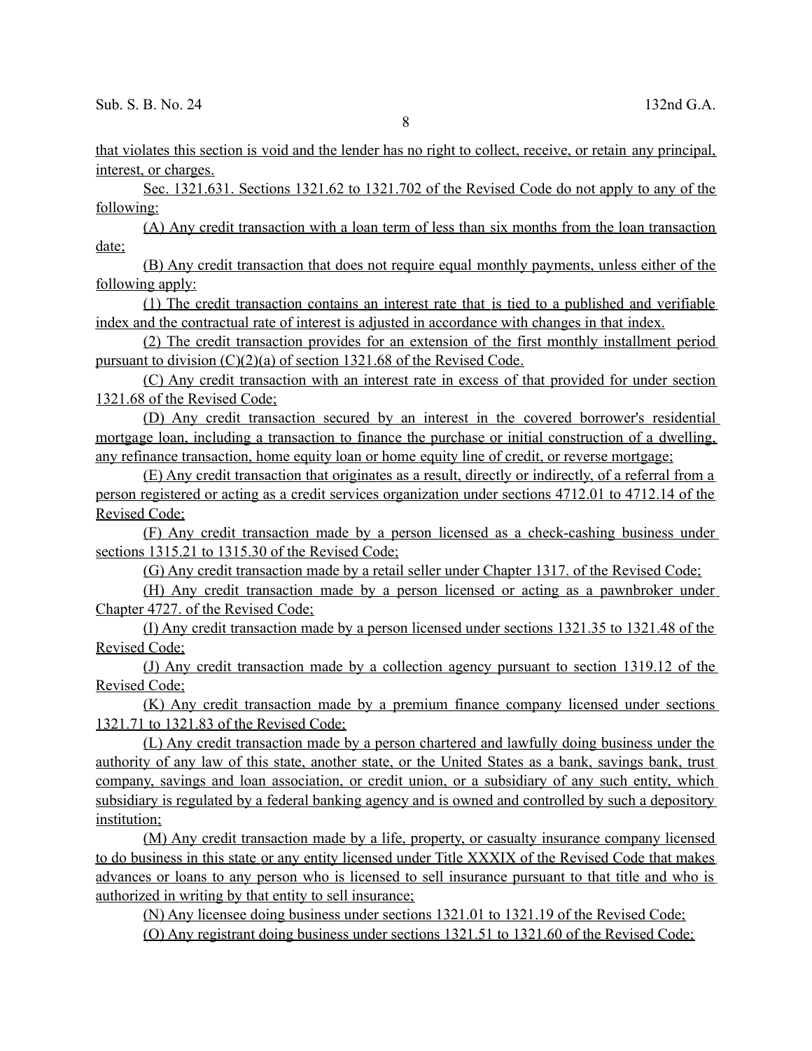that violates this section is void and the lender has no right to collect, receive, or retain any principal, interest, or charges.

Sec. 1321.631. Sections 1321.62 to 1321.702 of the Revised Code do not apply to any of the following:

(A) Any credit transaction with a loan term of less than six months from the loan transaction date;

(B) Any credit transaction that does not require equal monthly payments, unless either of the following apply:

(1) The credit transaction contains an interest rate that is tied to a published and verifiable index and the contractual rate of interest is adjusted in accordance with changes in that index.

(2) The credit transaction provides for an extension of the first monthly installment period pursuant to division (C)(2)(a) of section 1321.68 of the Revised Code.

(C) Any credit transaction with an interest rate in excess of that provided for under section 1321.68 of the Revised Code;

(D) Any credit transaction secured by an interest in the covered borrower's residential mortgage loan, including a transaction to finance the purchase or initial construction of a dwelling, any refinance transaction, home equity loan or home equity line of credit, or reverse mortgage;

(E) Any credit transaction that originates as a result, directly or indirectly, of a referral from a person registered or acting as a credit services organization under sections 4712.01 to 4712.14 of the Revised Code;

(F) Any credit transaction made by a person licensed as a check-cashing business under sections 1315.21 to 1315.30 of the Revised Code;

(G) Any credit transaction made by a retail seller under Chapter 1317. of the Revised Code;

(H) Any credit transaction made by a person licensed or acting as a pawnbroker under Chapter 4727. of the Revised Code;

(I) Any credit transaction made by a person licensed under sections 1321.35 to 1321.48 of the Revised Code;

(J) Any credit transaction made by a collection agency pursuant to section 1319.12 of the Revised Code;

(K) Any credit transaction made by a premium finance company licensed under sections 1321.71 to 1321.83 of the Revised Code;

(L) Any credit transaction made by a person chartered and lawfully doing business under the authority of any law of this state, another state, or the United States as a bank, savings bank, trust company, savings and loan association, or credit union, or a subsidiary of any such entity, which subsidiary is regulated by a federal banking agency and is owned and controlled by such a depository institution;

(M) Any credit transaction made by a life, property, or casualty insurance company licensed to do business in this state or any entity licensed under Title XXXIX of the Revised Code that makes advances or loans to any person who is licensed to sell insurance pursuant to that title and who is authorized in writing by that entity to sell insurance;

(N) Any licensee doing business under sections 1321.01 to 1321.19 of the Revised Code;

(O) Any registrant doing business under sections 1321.51 to 1321.60 of the Revised Code;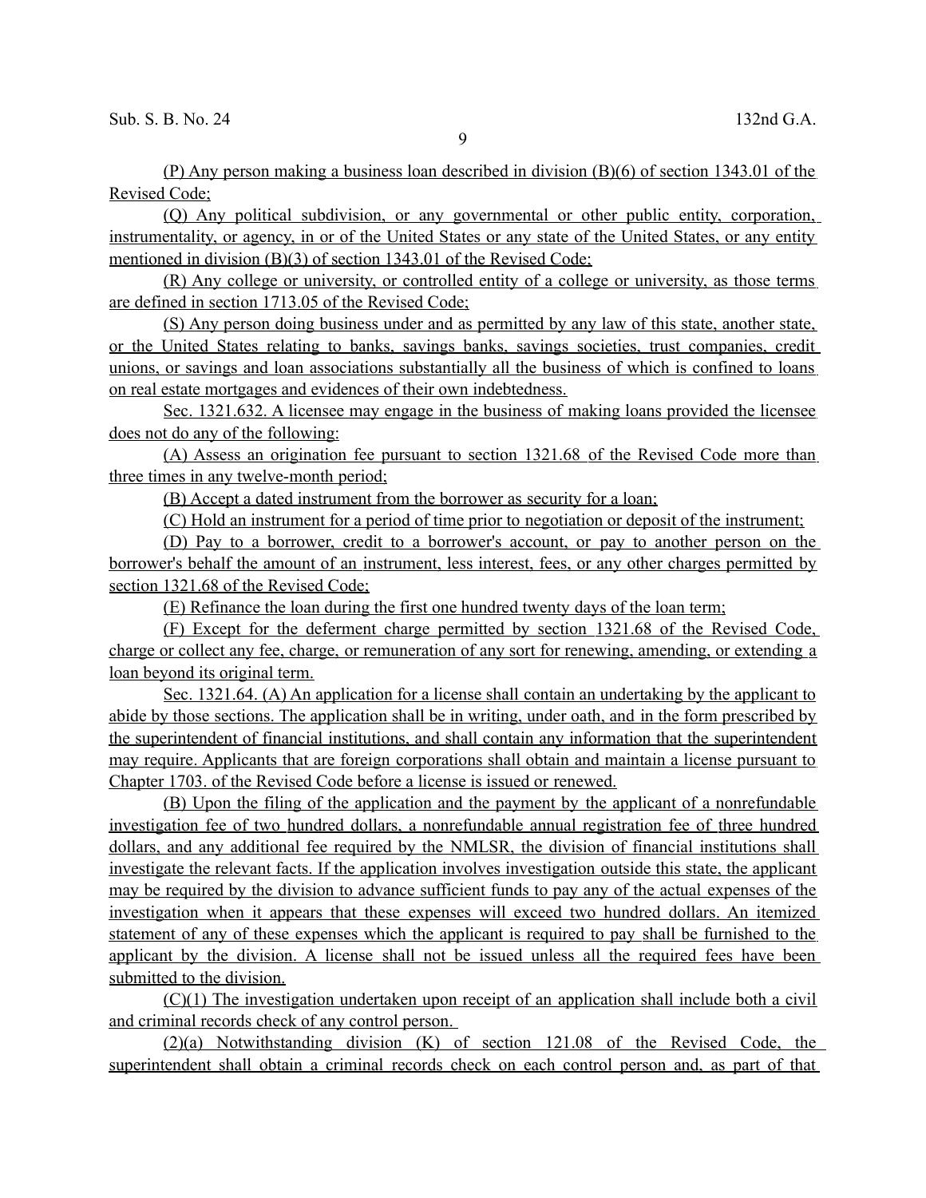(P) Any person making a business loan described in division (B)(6) of section 1343.01 of the Revised Code;

(Q) Any political subdivision, or any governmental or other public entity, corporation, instrumentality, or agency, in or of the United States or any state of the United States, or any entity mentioned in division (B)(3) of section 1343.01 of the Revised Code;

(R) Any college or university, or controlled entity of a college or university, as those terms are defined in section 1713.05 of the Revised Code;

(S) Any person doing business under and as permitted by any law of this state, another state, or the United States relating to banks, savings banks, savings societies, trust companies, credit unions, or savings and loan associations substantially all the business of which is confined to loans on real estate mortgages and evidences of their own indebtedness.

Sec. 1321.632. A licensee may engage in the business of making loans provided the licensee does not do any of the following:

(A) Assess an origination fee pursuant to section 1321.68 of the Revised Code more than three times in any twelve-month period;

(B) Accept a dated instrument from the borrower as security for a loan;

(C) Hold an instrument for a period of time prior to negotiation or deposit of the instrument;

(D) Pay to a borrower, credit to a borrower's account, or pay to another person on the borrower's behalf the amount of an instrument, less interest, fees, or any other charges permitted by section 1321.68 of the Revised Code;

(E) Refinance the loan during the first one hundred twenty days of the loan term;

(F) Except for the deferment charge permitted by section 1321.68 of the Revised Code, charge or collect any fee, charge, or remuneration of any sort for renewing, amending, or extending a loan beyond its original term.

Sec. 1321.64. (A) An application for a license shall contain an undertaking by the applicant to abide by those sections. The application shall be in writing, under oath, and in the form prescribed by the superintendent of financial institutions, and shall contain any information that the superintendent may require. Applicants that are foreign corporations shall obtain and maintain a license pursuant to Chapter 1703. of the Revised Code before a license is issued or renewed.

(B) Upon the filing of the application and the payment by the applicant of a nonrefundable investigation fee of two hundred dollars, a nonrefundable annual registration fee of three hundred dollars, and any additional fee required by the NMLSR, the division of financial institutions shall investigate the relevant facts. If the application involves investigation outside this state, the applicant may be required by the division to advance sufficient funds to pay any of the actual expenses of the investigation when it appears that these expenses will exceed two hundred dollars. An itemized statement of any of these expenses which the applicant is required to pay shall be furnished to the applicant by the division. A license shall not be issued unless all the required fees have been submitted to the division.

(C)(1) The investigation undertaken upon receipt of an application shall include both a civil and criminal records check of any control person.

(2)(a) Notwithstanding division (K) of section 121.08 of the Revised Code, the superintendent shall obtain a criminal records check on each control person and, as part of that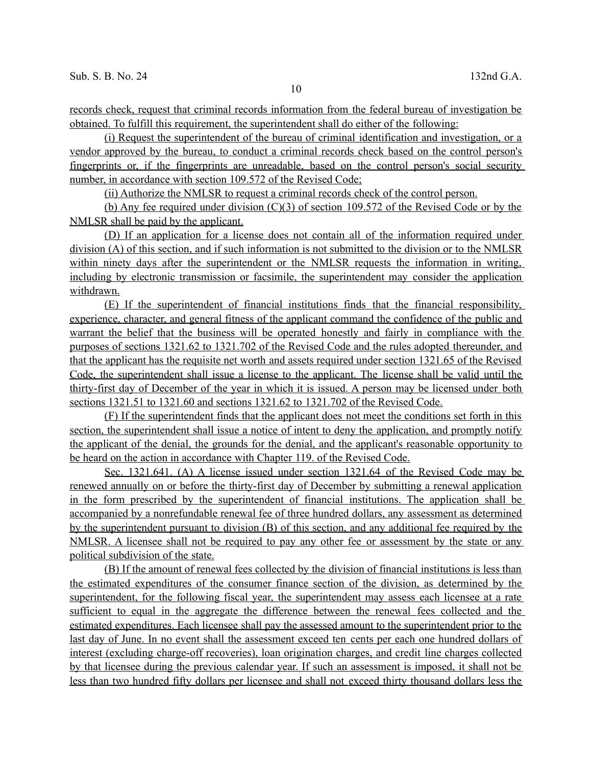records check, request that criminal records information from the federal bureau of investigation be obtained. To fulfill this requirement, the superintendent shall do either of the following:

(i) Request the superintendent of the bureau of criminal identification and investigation, or a vendor approved by the bureau, to conduct a criminal records check based on the control person's fingerprints or, if the fingerprints are unreadable, based on the control person's social security number, in accordance with section 109.572 of the Revised Code;

(ii) Authorize the NMLSR to request a criminal records check of the control person.

(b) Any fee required under division (C)(3) of section 109.572 of the Revised Code or by the NMLSR shall be paid by the applicant.

(D) If an application for a license does not contain all of the information required under division (A) of this section, and if such information is not submitted to the division or to the NMLSR within ninety days after the superintendent or the NMLSR requests the information in writing, including by electronic transmission or facsimile, the superintendent may consider the application withdrawn.

(E) If the superintendent of financial institutions finds that the financial responsibility, experience, character, and general fitness of the applicant command the confidence of the public and warrant the belief that the business will be operated honestly and fairly in compliance with the purposes of sections 1321.62 to 1321.702 of the Revised Code and the rules adopted thereunder, and that the applicant has the requisite net worth and assets required under section 1321.65 of the Revised Code, the superintendent shall issue a license to the applicant. The license shall be valid until the thirty-first day of December of the year in which it is issued. A person may be licensed under both sections 1321.51 to 1321.60 and sections 1321.62 to 1321.702 of the Revised Code.

(F) If the superintendent finds that the applicant does not meet the conditions set forth in this section, the superintendent shall issue a notice of intent to deny the application, and promptly notify the applicant of the denial, the grounds for the denial, and the applicant's reasonable opportunity to be heard on the action in accordance with Chapter 119. of the Revised Code.

Sec. 1321.641. (A) A license issued under section 1321.64 of the Revised Code may be renewed annually on or before the thirty-first day of December by submitting a renewal application in the form prescribed by the superintendent of financial institutions. The application shall be accompanied by a nonrefundable renewal fee of three hundred dollars, any assessment as determined by the superintendent pursuant to division (B) of this section, and any additional fee required by the NMLSR. A licensee shall not be required to pay any other fee or assessment by the state or any political subdivision of the state.

(B) If the amount of renewal fees collected by the division of financial institutions is less than the estimated expenditures of the consumer finance section of the division, as determined by the superintendent, for the following fiscal year, the superintendent may assess each licensee at a rate sufficient to equal in the aggregate the difference between the renewal fees collected and the estimated expenditures. Each licensee shall pay the assessed amount to the superintendent prior to the last day of June. In no event shall the assessment exceed ten cents per each one hundred dollars of interest (excluding charge-off recoveries), loan origination charges, and credit line charges collected by that licensee during the previous calendar year. If such an assessment is imposed, it shall not be less than two hundred fifty dollars per licensee and shall not exceed thirty thousand dollars less the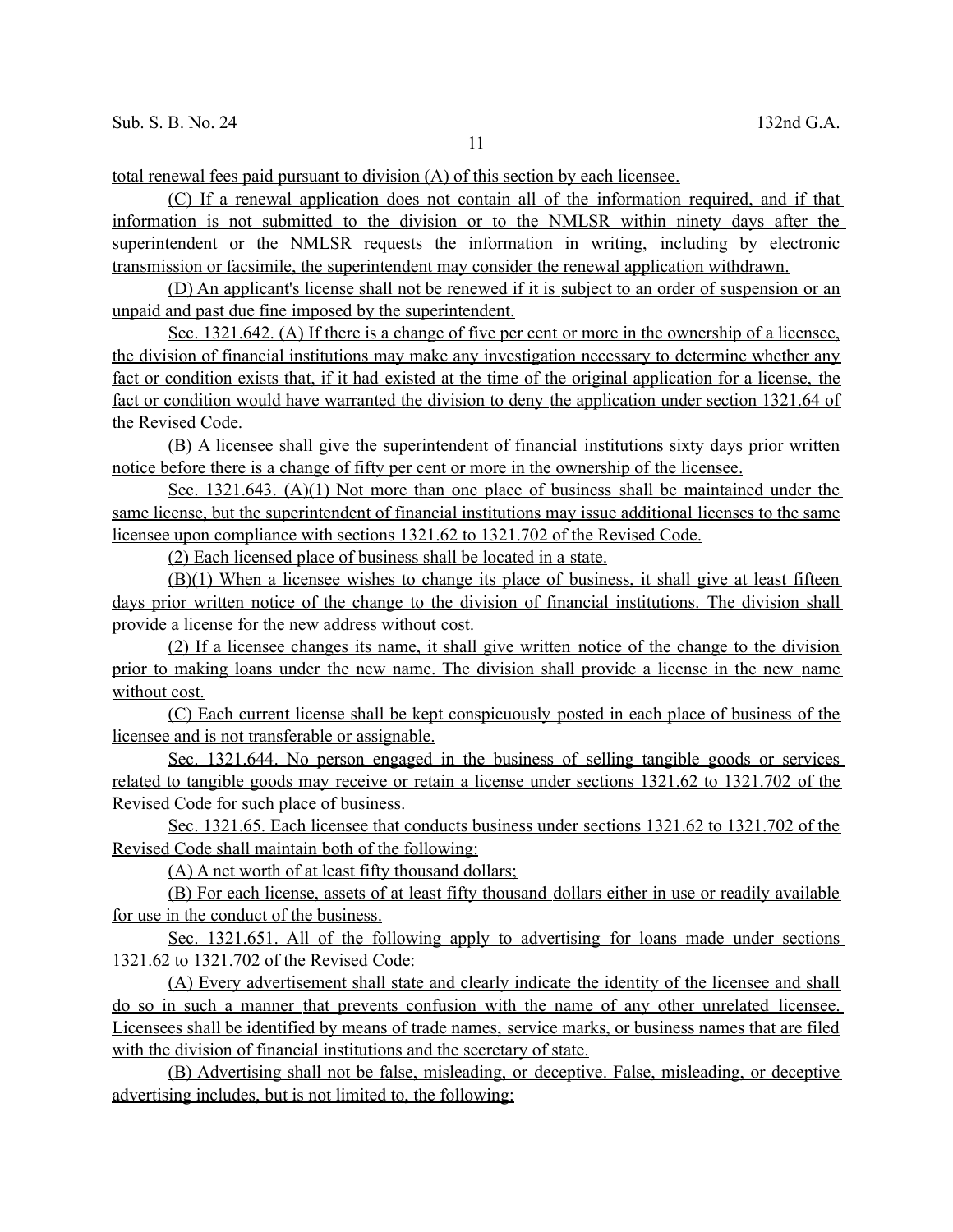total renewal fees paid pursuant to division (A) of this section by each licensee.

(C) If a renewal application does not contain all of the information required, and if that information is not submitted to the division or to the NMLSR within ninety days after the superintendent or the NMLSR requests the information in writing, including by electronic transmission or facsimile, the superintendent may consider the renewal application withdrawn.

(D) An applicant's license shall not be renewed if it is subject to an order of suspension or an unpaid and past due fine imposed by the superintendent.

Sec. 1321.642. (A) If there is a change of five per cent or more in the ownership of a licensee, the division of financial institutions may make any investigation necessary to determine whether any fact or condition exists that, if it had existed at the time of the original application for a license, the fact or condition would have warranted the division to deny the application under section 1321.64 of the Revised Code.

(B) A licensee shall give the superintendent of financial institutions sixty days prior written notice before there is a change of fifty per cent or more in the ownership of the licensee.

Sec. 1321.643. (A)(1) Not more than one place of business shall be maintained under the same license, but the superintendent of financial institutions may issue additional licenses to the same licensee upon compliance with sections 1321.62 to 1321.702 of the Revised Code.

(2) Each licensed place of business shall be located in a state.

(B)(1) When a licensee wishes to change its place of business, it shall give at least fifteen days prior written notice of the change to the division of financial institutions. The division shall provide a license for the new address without cost.

(2) If a licensee changes its name, it shall give written notice of the change to the division prior to making loans under the new name. The division shall provide a license in the new name without cost.

(C) Each current license shall be kept conspicuously posted in each place of business of the licensee and is not transferable or assignable.

Sec. 1321.644. No person engaged in the business of selling tangible goods or services related to tangible goods may receive or retain a license under sections 1321.62 to 1321.702 of the Revised Code for such place of business.

Sec. 1321.65. Each licensee that conducts business under sections 1321.62 to 1321.702 of the Revised Code shall maintain both of the following:

(A) A net worth of at least fifty thousand dollars;

(B) For each license, assets of at least fifty thousand dollars either in use or readily available for use in the conduct of the business.

Sec. 1321.651. All of the following apply to advertising for loans made under sections 1321.62 to 1321.702 of the Revised Code:

(A) Every advertisement shall state and clearly indicate the identity of the licensee and shall do so in such a manner that prevents confusion with the name of any other unrelated licensee. Licensees shall be identified by means of trade names, service marks, or business names that are filed with the division of financial institutions and the secretary of state.

(B) Advertising shall not be false, misleading, or deceptive. False, misleading, or deceptive advertising includes, but is not limited to, the following: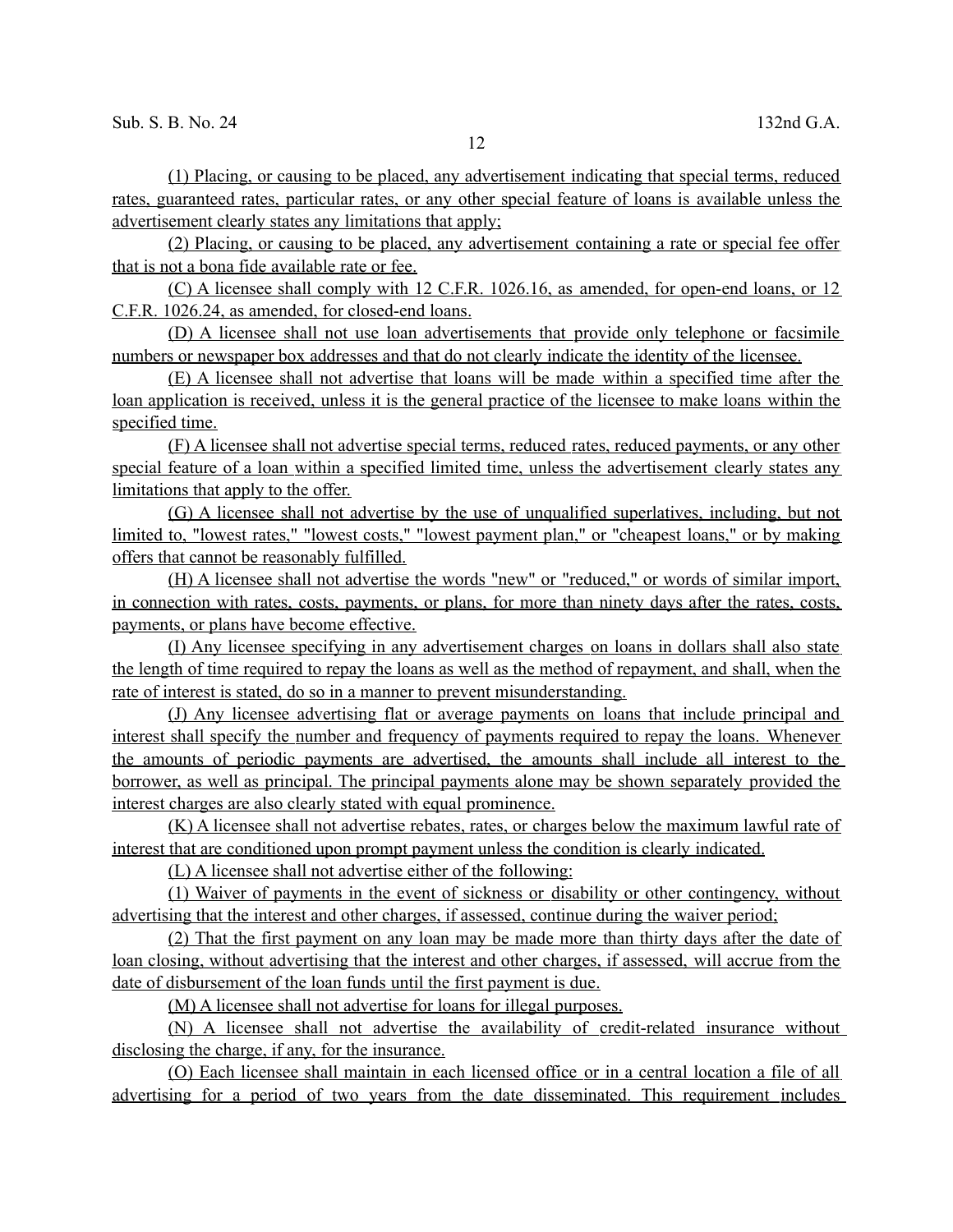(1) Placing, or causing to be placed, any advertisement indicating that special terms, reduced rates, guaranteed rates, particular rates, or any other special feature of loans is available unless the advertisement clearly states any limitations that apply;

(2) Placing, or causing to be placed, any advertisement containing a rate or special fee offer that is not a bona fide available rate or fee.

(C) A licensee shall comply with 12 C.F.R. 1026.16, as amended, for open-end loans, or 12 C.F.R. 1026.24, as amended, for closed-end loans.

(D) A licensee shall not use loan advertisements that provide only telephone or facsimile numbers or newspaper box addresses and that do not clearly indicate the identity of the licensee.

(E) A licensee shall not advertise that loans will be made within a specified time after the loan application is received, unless it is the general practice of the licensee to make loans within the specified time.

(F) A licensee shall not advertise special terms, reduced rates, reduced payments, or any other special feature of a loan within a specified limited time, unless the advertisement clearly states any limitations that apply to the offer.

(G) A licensee shall not advertise by the use of unqualified superlatives, including, but not limited to, "lowest rates," "lowest costs," "lowest payment plan," or "cheapest loans," or by making offers that cannot be reasonably fulfilled.

(H) A licensee shall not advertise the words "new" or "reduced," or words of similar import, in connection with rates, costs, payments, or plans, for more than ninety days after the rates, costs, payments, or plans have become effective.

(I) Any licensee specifying in any advertisement charges on loans in dollars shall also state the length of time required to repay the loans as well as the method of repayment, and shall, when the rate of interest is stated, do so in a manner to prevent misunderstanding.

(J) Any licensee advertising flat or average payments on loans that include principal and interest shall specify the number and frequency of payments required to repay the loans. Whenever the amounts of periodic payments are advertised, the amounts shall include all interest to the borrower, as well as principal. The principal payments alone may be shown separately provided the interest charges are also clearly stated with equal prominence.

(K) A licensee shall not advertise rebates, rates, or charges below the maximum lawful rate of interest that are conditioned upon prompt payment unless the condition is clearly indicated.

(L) A licensee shall not advertise either of the following:

(1) Waiver of payments in the event of sickness or disability or other contingency, without advertising that the interest and other charges, if assessed, continue during the waiver period;

(2) That the first payment on any loan may be made more than thirty days after the date of loan closing, without advertising that the interest and other charges, if assessed, will accrue from the date of disbursement of the loan funds until the first payment is due.

(M) A licensee shall not advertise for loans for illegal purposes.

(N) A licensee shall not advertise the availability of credit-related insurance without disclosing the charge, if any, for the insurance.

(O) Each licensee shall maintain in each licensed office or in a central location a file of all advertising for a period of two years from the date disseminated. This requirement includes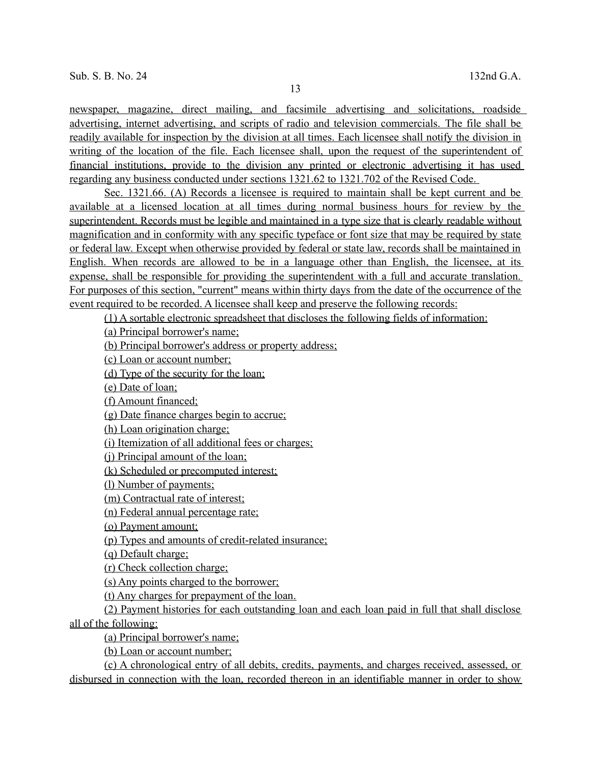newspaper, magazine, direct mailing, and facsimile advertising and solicitations, roadside advertising, internet advertising, and scripts of radio and television commercials. The file shall be readily available for inspection by the division at all times. Each licensee shall notify the division in writing of the location of the file. Each licensee shall, upon the request of the superintendent of financial institutions, provide to the division any printed or electronic advertising it has used regarding any business conducted under sections 1321.62 to 1321.702 of the Revised Code.

Sec. 1321.66. (A) Records a licensee is required to maintain shall be kept current and be available at a licensed location at all times during normal business hours for review by the superintendent. Records must be legible and maintained in a type size that is clearly readable without magnification and in conformity with any specific typeface or font size that may be required by state or federal law. Except when otherwise provided by federal or state law, records shall be maintained in English. When records are allowed to be in a language other than English, the licensee, at its expense, shall be responsible for providing the superintendent with a full and accurate translation. For purposes of this section, "current" means within thirty days from the date of the occurrence of the event required to be recorded. A licensee shall keep and preserve the following records:

(1) A sortable electronic spreadsheet that discloses the following fields of information:

(a) Principal borrower's name;

(b) Principal borrower's address or property address;

(c) Loan or account number;

(d) Type of the security for the loan;

(e) Date of loan;

(f) Amount financed;

(g) Date finance charges begin to accrue;

(h) Loan origination charge;

(i) Itemization of all additional fees or charges;

(j) Principal amount of the loan;

(k) Scheduled or precomputed interest;

(l) Number of payments;

(m) Contractual rate of interest;

(n) Federal annual percentage rate;

(o) Payment amount;

(p) Types and amounts of credit-related insurance;

(q) Default charge;

(r) Check collection charge;

(s) Any points charged to the borrower;

(t) Any charges for prepayment of the loan.

(2) Payment histories for each outstanding loan and each loan paid in full that shall disclose all of the following:

(a) Principal borrower's name;

(b) Loan or account number;

(c) A chronological entry of all debits, credits, payments, and charges received, assessed, or disbursed in connection with the loan, recorded thereon in an identifiable manner in order to show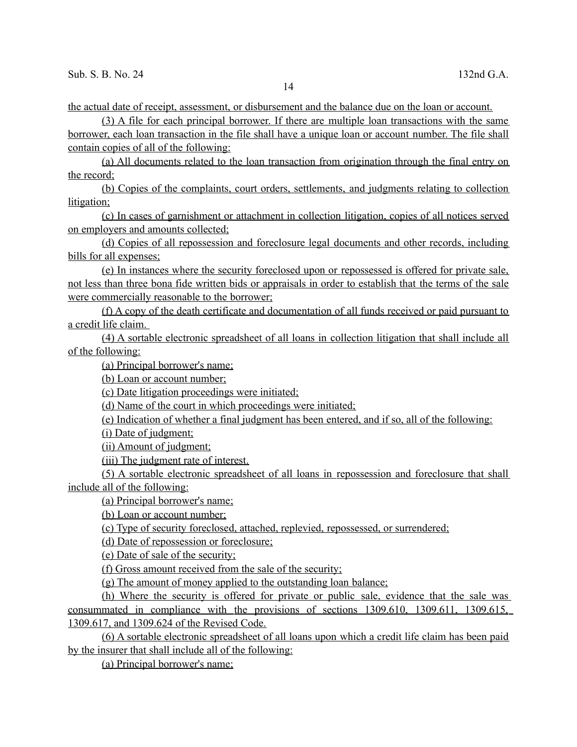the actual date of receipt, assessment, or disbursement and the balance due on the loan or account.

(3) A file for each principal borrower. If there are multiple loan transactions with the same borrower, each loan transaction in the file shall have a unique loan or account number. The file shall contain copies of all of the following:

(a) All documents related to the loan transaction from origination through the final entry on the record;

(b) Copies of the complaints, court orders, settlements, and judgments relating to collection litigation;

(c) In cases of garnishment or attachment in collection litigation, copies of all notices served on employers and amounts collected;

(d) Copies of all repossession and foreclosure legal documents and other records, including bills for all expenses;

(e) In instances where the security foreclosed upon or repossessed is offered for private sale, not less than three bona fide written bids or appraisals in order to establish that the terms of the sale were commercially reasonable to the borrower;

(f) A copy of the death certificate and documentation of all funds received or paid pursuant to a credit life claim.

(4) A sortable electronic spreadsheet of all loans in collection litigation that shall include all of the following:

(a) Principal borrower's name;

(b) Loan or account number;

(c) Date litigation proceedings were initiated;

(d) Name of the court in which proceedings were initiated;

(e) Indication of whether a final judgment has been entered, and if so, all of the following:

(i) Date of judgment;

(ii) Amount of judgment;

(iii) The judgment rate of interest.

(5) A sortable electronic spreadsheet of all loans in repossession and foreclosure that shall include all of the following:

(a) Principal borrower's name;

(b) Loan or account number;

(c) Type of security foreclosed, attached, replevied, repossessed, or surrendered;

(d) Date of repossession or foreclosure;

(e) Date of sale of the security;

(f) Gross amount received from the sale of the security;

(g) The amount of money applied to the outstanding loan balance;

(h) Where the security is offered for private or public sale, evidence that the sale was consummated in compliance with the provisions of sections 1309.610, 1309.611, 1309.615, 1309.617, and 1309.624 of the Revised Code.

(6) A sortable electronic spreadsheet of all loans upon which a credit life claim has been paid by the insurer that shall include all of the following:

(a) Principal borrower's name;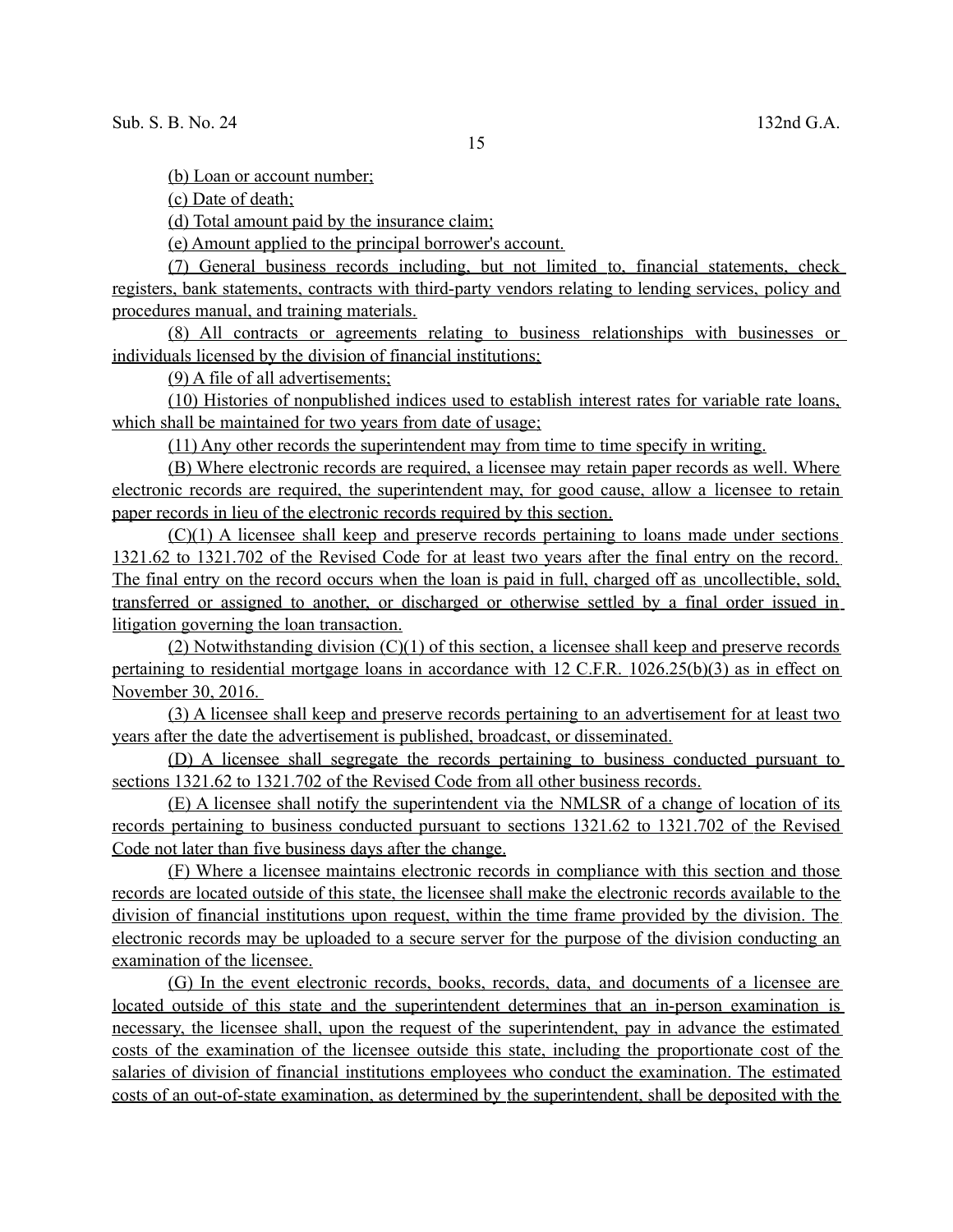(b) Loan or account number;

(c) Date of death;

(d) Total amount paid by the insurance claim;

(e) Amount applied to the principal borrower's account.

(7) General business records including, but not limited to, financial statements, check registers, bank statements, contracts with third-party vendors relating to lending services, policy and procedures manual, and training materials.

(8) All contracts or agreements relating to business relationships with businesses or individuals licensed by the division of financial institutions;

(9) A file of all advertisements;

(10) Histories of nonpublished indices used to establish interest rates for variable rate loans, which shall be maintained for two years from date of usage;

(11) Any other records the superintendent may from time to time specify in writing.

(B) Where electronic records are required, a licensee may retain paper records as well. Where electronic records are required, the superintendent may, for good cause, allow a licensee to retain paper records in lieu of the electronic records required by this section.

(C)(1) A licensee shall keep and preserve records pertaining to loans made under sections 1321.62 to 1321.702 of the Revised Code for at least two years after the final entry on the record. The final entry on the record occurs when the loan is paid in full, charged off as uncollectible, sold, transferred or assigned to another, or discharged or otherwise settled by a final order issued in litigation governing the loan transaction.

(2) Notwithstanding division (C)(1) of this section, a licensee shall keep and preserve records pertaining to residential mortgage loans in accordance with 12 C.F.R. 1026.25(b)(3) as in effect on November 30, 2016.

(3) A licensee shall keep and preserve records pertaining to an advertisement for at least two years after the date the advertisement is published, broadcast, or disseminated.

(D) A licensee shall segregate the records pertaining to business conducted pursuant to sections 1321.62 to 1321.702 of the Revised Code from all other business records.

(E) A licensee shall notify the superintendent via the NMLSR of a change of location of its records pertaining to business conducted pursuant to sections 1321.62 to 1321.702 of the Revised Code not later than five business days after the change.

(F) Where a licensee maintains electronic records in compliance with this section and those records are located outside of this state, the licensee shall make the electronic records available to the division of financial institutions upon request, within the time frame provided by the division. The electronic records may be uploaded to a secure server for the purpose of the division conducting an examination of the licensee.

(G) In the event electronic records, books, records, data, and documents of a licensee are located outside of this state and the superintendent determines that an in-person examination is necessary, the licensee shall, upon the request of the superintendent, pay in advance the estimated costs of the examination of the licensee outside this state, including the proportionate cost of the salaries of division of financial institutions employees who conduct the examination. The estimated costs of an out-of-state examination, as determined by the superintendent, shall be deposited with the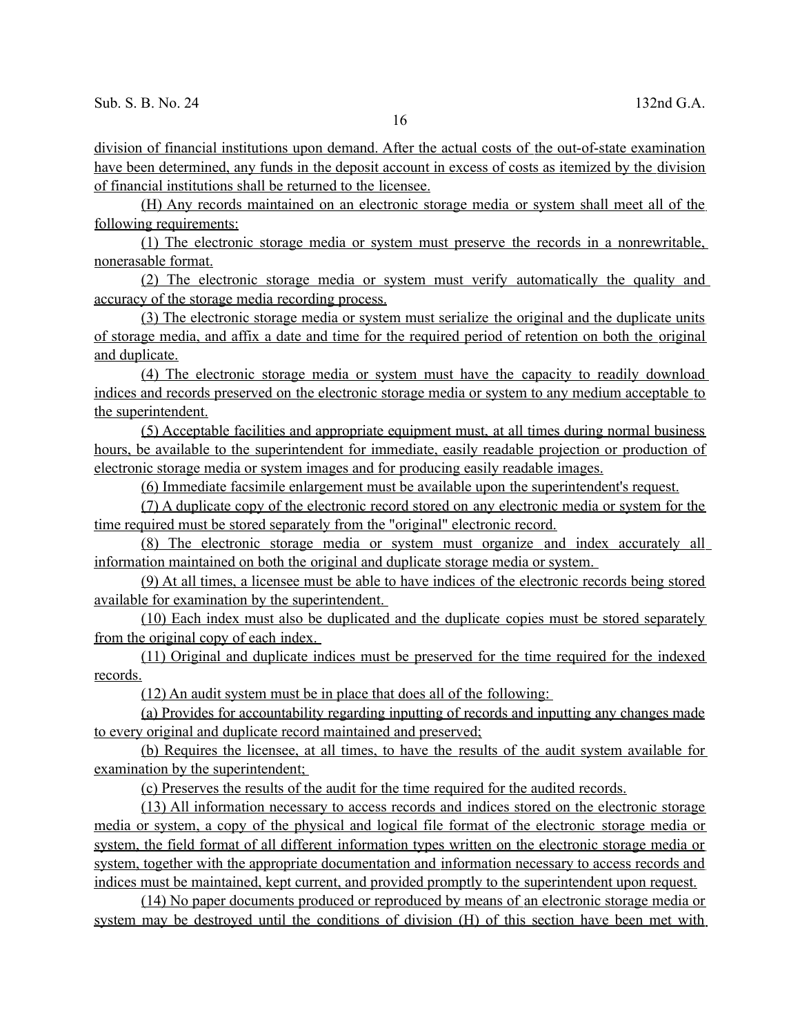division of financial institutions upon demand. After the actual costs of the out-of-state examination have been determined, any funds in the deposit account in excess of costs as itemized by the division of financial institutions shall be returned to the licensee.

(H) Any records maintained on an electronic storage media or system shall meet all of the following requirements:

(1) The electronic storage media or system must preserve the records in a nonrewritable, nonerasable format.

(2) The electronic storage media or system must verify automatically the quality and accuracy of the storage media recording process.

(3) The electronic storage media or system must serialize the original and the duplicate units of storage media, and affix a date and time for the required period of retention on both the original and duplicate.

(4) The electronic storage media or system must have the capacity to readily download indices and records preserved on the electronic storage media or system to any medium acceptable to the superintendent.

(5) Acceptable facilities and appropriate equipment must, at all times during normal business hours, be available to the superintendent for immediate, easily readable projection or production of electronic storage media or system images and for producing easily readable images.

(6) Immediate facsimile enlargement must be available upon the superintendent's request.

(7) A duplicate copy of the electronic record stored on any electronic media or system for the time required must be stored separately from the "original" electronic record.

(8) The electronic storage media or system must organize and index accurately all information maintained on both the original and duplicate storage media or system.

(9) At all times, a licensee must be able to have indices of the electronic records being stored available for examination by the superintendent.

(10) Each index must also be duplicated and the duplicate copies must be stored separately from the original copy of each index.

(11) Original and duplicate indices must be preserved for the time required for the indexed records.

(12) An audit system must be in place that does all of the following:

(a) Provides for accountability regarding inputting of records and inputting any changes made to every original and duplicate record maintained and preserved;

(b) Requires the licensee, at all times, to have the results of the audit system available for examination by the superintendent;

(c) Preserves the results of the audit for the time required for the audited records.

(13) All information necessary to access records and indices stored on the electronic storage media or system, a copy of the physical and logical file format of the electronic storage media or system, the field format of all different information types written on the electronic storage media or system, together with the appropriate documentation and information necessary to access records and indices must be maintained, kept current, and provided promptly to the superintendent upon request.

(14) No paper documents produced or reproduced by means of an electronic storage media or system may be destroyed until the conditions of division (H) of this section have been met with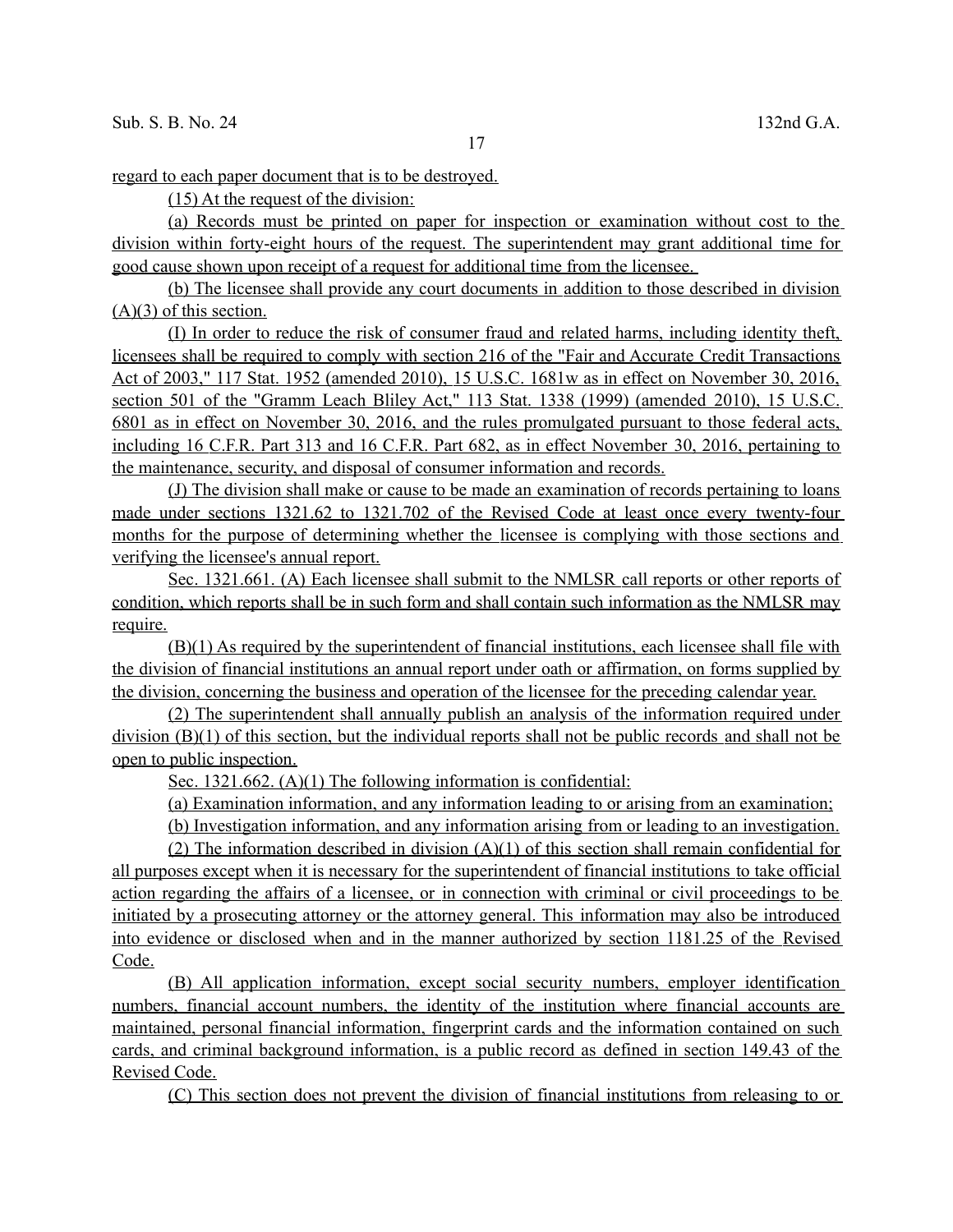regard to each paper document that is to be destroyed.

(15) At the request of the division:

(a) Records must be printed on paper for inspection or examination without cost to the division within forty-eight hours of the request. The superintendent may grant additional time for good cause shown upon receipt of a request for additional time from the licensee.

(b) The licensee shall provide any court documents in addition to those described in division (A)(3) of this section.

(I) In order to reduce the risk of consumer fraud and related harms, including identity theft, licensees shall be required to comply with section 216 of the "Fair and Accurate Credit Transactions Act of 2003," 117 Stat. 1952 (amended 2010), 15 U.S.C. 1681w as in effect on November 30, 2016, section 501 of the "Gramm Leach Bliley Act," 113 Stat. 1338 (1999) (amended 2010), 15 U.S.C. 6801 as in effect on November 30, 2016, and the rules promulgated pursuant to those federal acts, including 16 C.F.R. Part 313 and 16 C.F.R. Part 682, as in effect November 30, 2016, pertaining to the maintenance, security, and disposal of consumer information and records.

(J) The division shall make or cause to be made an examination of records pertaining to loans made under sections 1321.62 to 1321.702 of the Revised Code at least once every twenty-four months for the purpose of determining whether the licensee is complying with those sections and verifying the licensee's annual report.

Sec. 1321.661. (A) Each licensee shall submit to the NMLSR call reports or other reports of condition, which reports shall be in such form and shall contain such information as the NMLSR may require.

(B)(1) As required by the superintendent of financial institutions, each licensee shall file with the division of financial institutions an annual report under oath or affirmation, on forms supplied by the division, concerning the business and operation of the licensee for the preceding calendar year.

(2) The superintendent shall annually publish an analysis of the information required under division (B)(1) of this section, but the individual reports shall not be public records and shall not be open to public inspection.

Sec. 1321.662. (A)(1) The following information is confidential:

(a) Examination information, and any information leading to or arising from an examination;

(b) Investigation information, and any information arising from or leading to an investigation.

(2) The information described in division (A)(1) of this section shall remain confidential for all purposes except when it is necessary for the superintendent of financial institutions to take official action regarding the affairs of a licensee, or in connection with criminal or civil proceedings to be initiated by a prosecuting attorney or the attorney general. This information may also be introduced into evidence or disclosed when and in the manner authorized by section 1181.25 of the Revised Code.

(B) All application information, except social security numbers, employer identification numbers, financial account numbers, the identity of the institution where financial accounts are maintained, personal financial information, fingerprint cards and the information contained on such cards, and criminal background information, is a public record as defined in section 149.43 of the Revised Code.

(C) This section does not prevent the division of financial institutions from releasing to or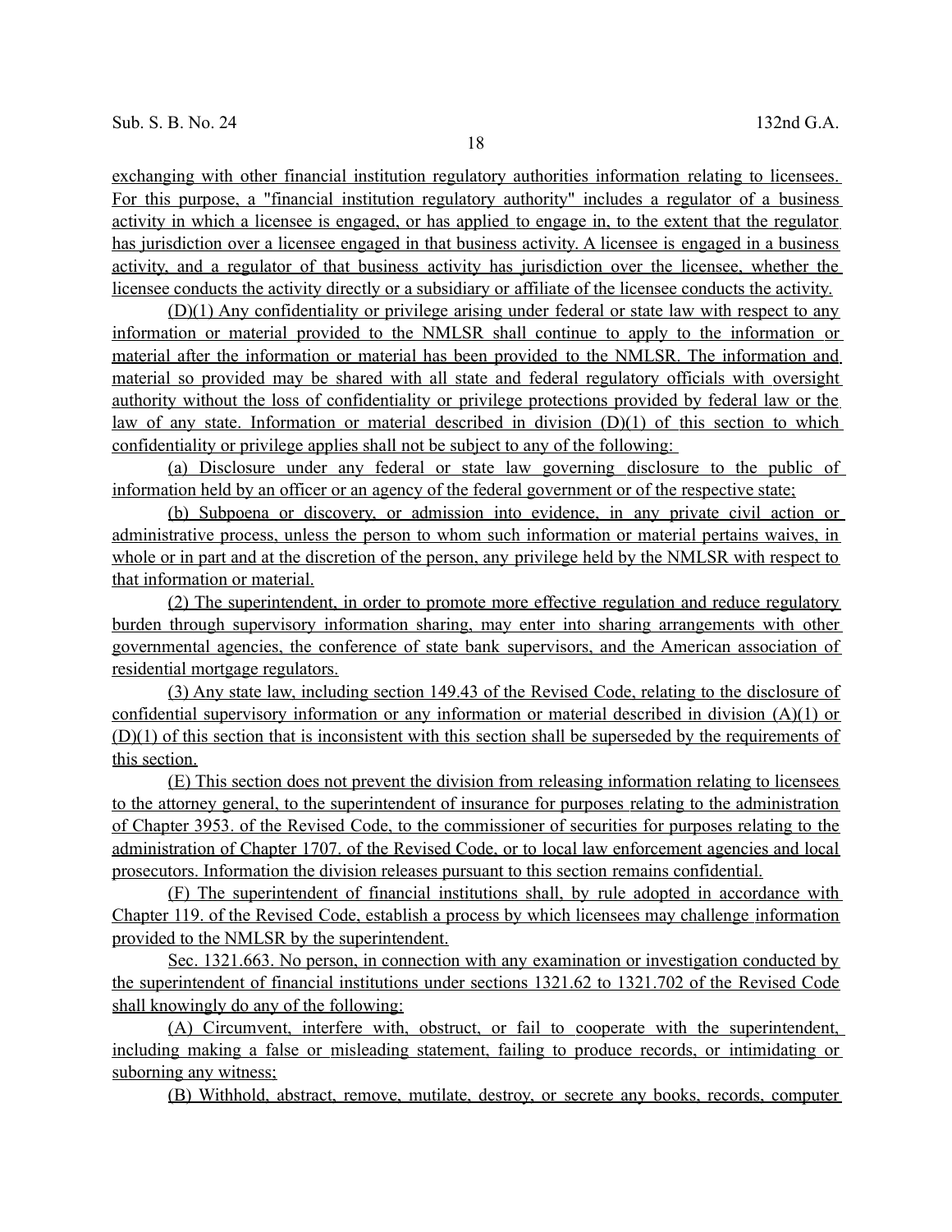exchanging with other financial institution regulatory authorities information relating to licensees. For this purpose, a "financial institution regulatory authority" includes a regulator of a business activity in which a licensee is engaged, or has applied to engage in, to the extent that the regulator has jurisdiction over a licensee engaged in that business activity. A licensee is engaged in a business activity, and a regulator of that business activity has jurisdiction over the licensee, whether the licensee conducts the activity directly or a subsidiary or affiliate of the licensee conducts the activity.

(D)(1) Any confidentiality or privilege arising under federal or state law with respect to any information or material provided to the NMLSR shall continue to apply to the information or material after the information or material has been provided to the NMLSR. The information and material so provided may be shared with all state and federal regulatory officials with oversight authority without the loss of confidentiality or privilege protections provided by federal law or the law of any state. Information or material described in division (D)(1) of this section to which confidentiality or privilege applies shall not be subject to any of the following:

(a) Disclosure under any federal or state law governing disclosure to the public of information held by an officer or an agency of the federal government or of the respective state;

(b) Subpoena or discovery, or admission into evidence, in any private civil action or administrative process, unless the person to whom such information or material pertains waives, in whole or in part and at the discretion of the person, any privilege held by the NMLSR with respect to that information or material.

(2) The superintendent, in order to promote more effective regulation and reduce regulatory burden through supervisory information sharing, may enter into sharing arrangements with other governmental agencies, the conference of state bank supervisors, and the American association of residential mortgage regulators.

(3) Any state law, including section 149.43 of the Revised Code, relating to the disclosure of confidential supervisory information or any information or material described in division (A)(1) or (D)(1) of this section that is inconsistent with this section shall be superseded by the requirements of this section.

(E) This section does not prevent the division from releasing information relating to licensees to the attorney general, to the superintendent of insurance for purposes relating to the administration of Chapter 3953. of the Revised Code, to the commissioner of securities for purposes relating to the administration of Chapter 1707. of the Revised Code, or to local law enforcement agencies and local prosecutors. Information the division releases pursuant to this section remains confidential.

(F) The superintendent of financial institutions shall, by rule adopted in accordance with Chapter 119. of the Revised Code, establish a process by which licensees may challenge information provided to the NMLSR by the superintendent.

Sec. 1321.663. No person, in connection with any examination or investigation conducted by the superintendent of financial institutions under sections 1321.62 to 1321.702 of the Revised Code shall knowingly do any of the following:

(A) Circumvent, interfere with, obstruct, or fail to cooperate with the superintendent, including making a false or misleading statement, failing to produce records, or intimidating or suborning any witness;

(B) Withhold, abstract, remove, mutilate, destroy, or secrete any books, records, computer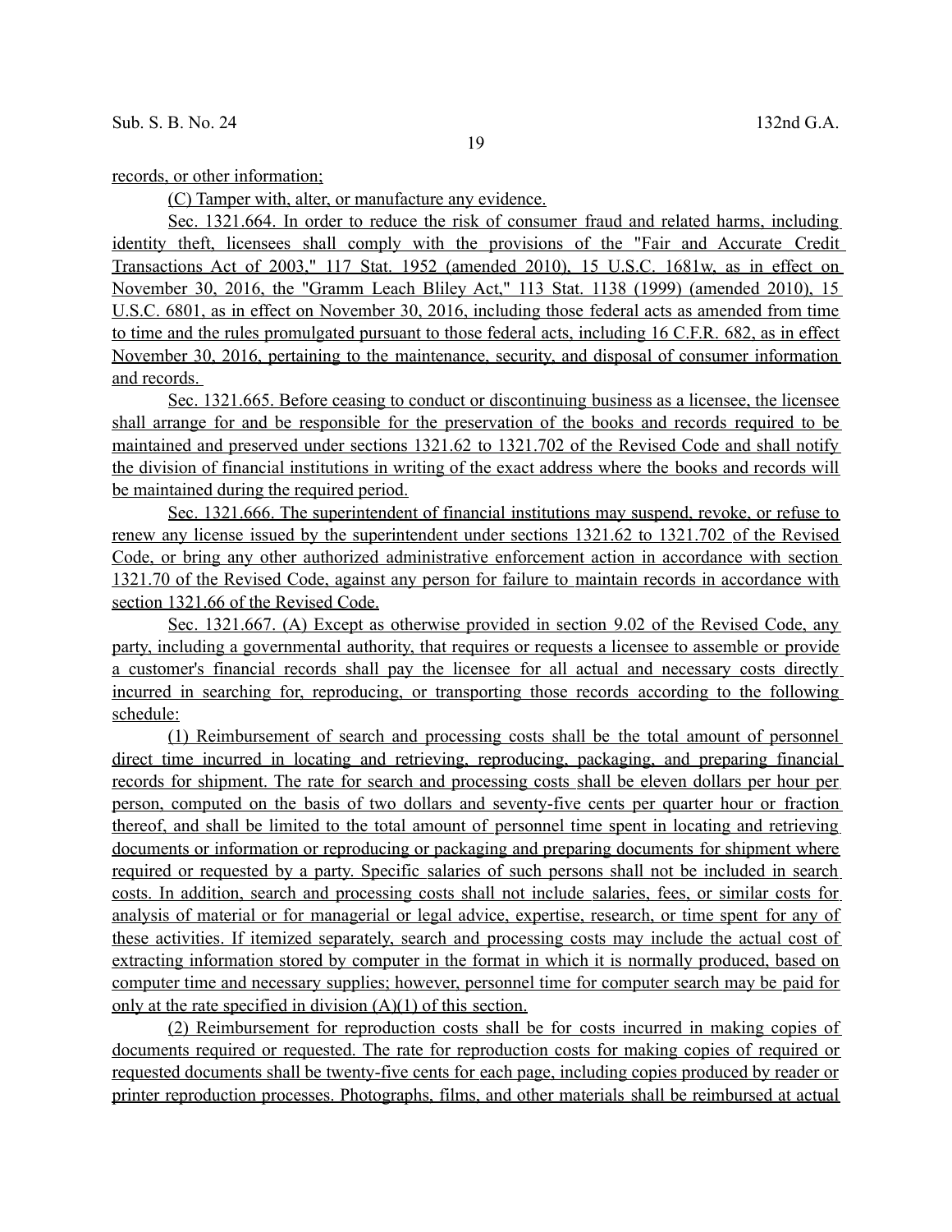records, or other information;

(C) Tamper with, alter, or manufacture any evidence.

Sec. 1321.664. In order to reduce the risk of consumer fraud and related harms, including identity theft, licensees shall comply with the provisions of the "Fair and Accurate Credit Transactions Act of 2003," 117 Stat. 1952 (amended 2010), 15 U.S.C. 1681w, as in effect on November 30, 2016, the "Gramm Leach Bliley Act," 113 Stat. 1138 (1999) (amended 2010), 15 U.S.C. 6801, as in effect on November 30, 2016, including those federal acts as amended from time to time and the rules promulgated pursuant to those federal acts, including 16 C.F.R. 682, as in effect November 30, 2016, pertaining to the maintenance, security, and disposal of consumer information and records.

Sec. 1321.665. Before ceasing to conduct or discontinuing business as a licensee, the licensee shall arrange for and be responsible for the preservation of the books and records required to be maintained and preserved under sections 1321.62 to 1321.702 of the Revised Code and shall notify the division of financial institutions in writing of the exact address where the books and records will be maintained during the required period.

Sec. 1321.666. The superintendent of financial institutions may suspend, revoke, or refuse to renew any license issued by the superintendent under sections 1321.62 to 1321.702 of the Revised Code, or bring any other authorized administrative enforcement action in accordance with section 1321.70 of the Revised Code, against any person for failure to maintain records in accordance with section 1321.66 of the Revised Code.

Sec. 1321.667. (A) Except as otherwise provided in section 9.02 of the Revised Code, any party, including a governmental authority, that requires or requests a licensee to assemble or provide a customer's financial records shall pay the licensee for all actual and necessary costs directly incurred in searching for, reproducing, or transporting those records according to the following schedule:

(1) Reimbursement of search and processing costs shall be the total amount of personnel direct time incurred in locating and retrieving, reproducing, packaging, and preparing financial records for shipment. The rate for search and processing costs shall be eleven dollars per hour per person, computed on the basis of two dollars and seventy-five cents per quarter hour or fraction thereof, and shall be limited to the total amount of personnel time spent in locating and retrieving documents or information or reproducing or packaging and preparing documents for shipment where required or requested by a party. Specific salaries of such persons shall not be included in search costs. In addition, search and processing costs shall not include salaries, fees, or similar costs for analysis of material or for managerial or legal advice, expertise, research, or time spent for any of these activities. If itemized separately, search and processing costs may include the actual cost of extracting information stored by computer in the format in which it is normally produced, based on computer time and necessary supplies; however, personnel time for computer search may be paid for only at the rate specified in division (A)(1) of this section.

(2) Reimbursement for reproduction costs shall be for costs incurred in making copies of documents required or requested. The rate for reproduction costs for making copies of required or requested documents shall be twenty-five cents for each page, including copies produced by reader or printer reproduction processes. Photographs, films, and other materials shall be reimbursed at actual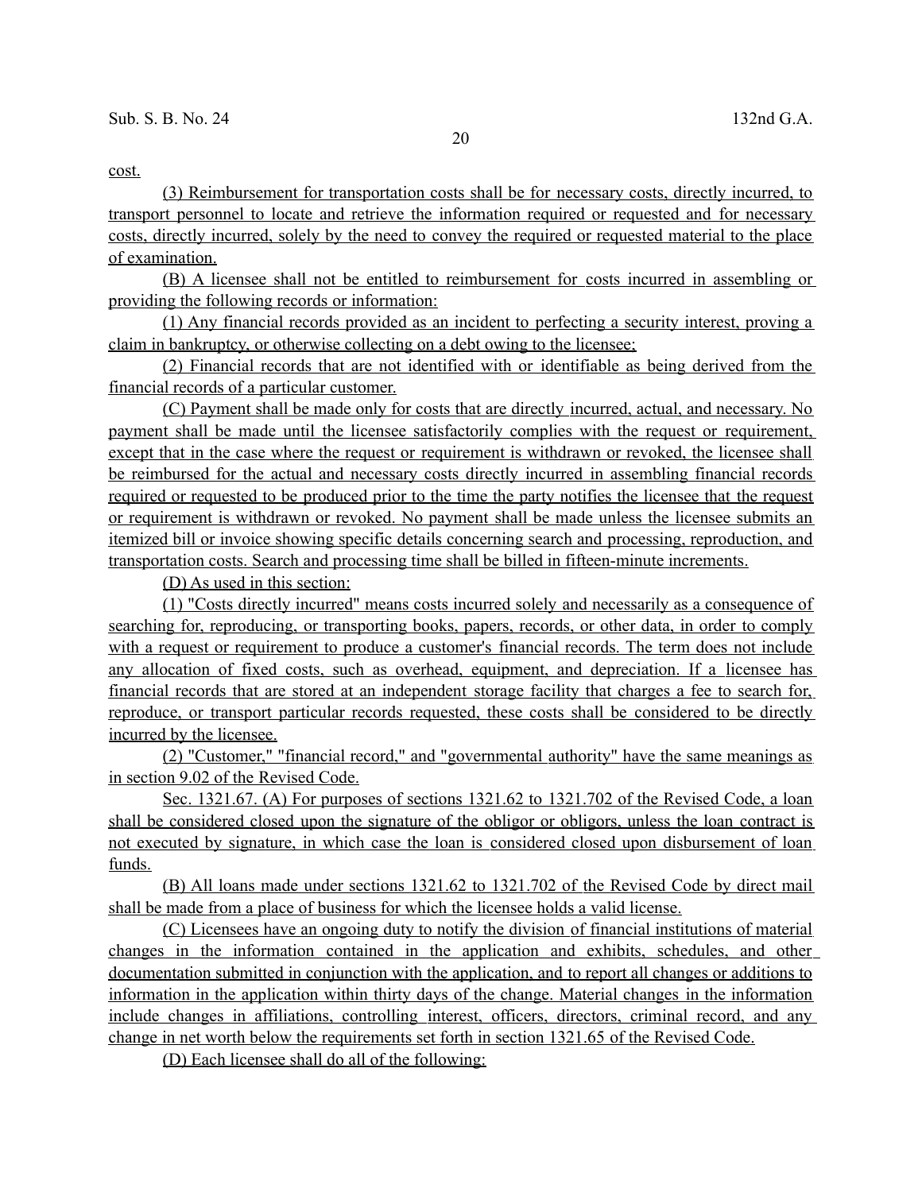cost.

(3) Reimbursement for transportation costs shall be for necessary costs, directly incurred, to transport personnel to locate and retrieve the information required or requested and for necessary costs, directly incurred, solely by the need to convey the required or requested material to the place of examination.

(B) A licensee shall not be entitled to reimbursement for costs incurred in assembling or providing the following records or information:

(1) Any financial records provided as an incident to perfecting a security interest, proving a claim in bankruptcy, or otherwise collecting on a debt owing to the licensee;

(2) Financial records that are not identified with or identifiable as being derived from the financial records of a particular customer.

(C) Payment shall be made only for costs that are directly incurred, actual, and necessary. No payment shall be made until the licensee satisfactorily complies with the request or requirement, except that in the case where the request or requirement is withdrawn or revoked, the licensee shall be reimbursed for the actual and necessary costs directly incurred in assembling financial records required or requested to be produced prior to the time the party notifies the licensee that the request or requirement is withdrawn or revoked. No payment shall be made unless the licensee submits an itemized bill or invoice showing specific details concerning search and processing, reproduction, and transportation costs. Search and processing time shall be billed in fifteen-minute increments.

(D) As used in this section:

(1) "Costs directly incurred" means costs incurred solely and necessarily as a consequence of searching for, reproducing, or transporting books, papers, records, or other data, in order to comply with a request or requirement to produce a customer's financial records. The term does not include any allocation of fixed costs, such as overhead, equipment, and depreciation. If a licensee has financial records that are stored at an independent storage facility that charges a fee to search for, reproduce, or transport particular records requested, these costs shall be considered to be directly incurred by the licensee.

(2) "Customer," "financial record," and "governmental authority" have the same meanings as in section 9.02 of the Revised Code.

Sec. 1321.67. (A) For purposes of sections 1321.62 to 1321.702 of the Revised Code, a loan shall be considered closed upon the signature of the obligor or obligors, unless the loan contract is not executed by signature, in which case the loan is considered closed upon disbursement of loan funds.

(B) All loans made under sections 1321.62 to 1321.702 of the Revised Code by direct mail shall be made from a place of business for which the licensee holds a valid license.

(C) Licensees have an ongoing duty to notify the division of financial institutions of material changes in the information contained in the application and exhibits, schedules, and other documentation submitted in conjunction with the application, and to report all changes or additions to information in the application within thirty days of the change. Material changes in the information include changes in affiliations, controlling interest, officers, directors, criminal record, and any change in net worth below the requirements set forth in section 1321.65 of the Revised Code.

(D) Each licensee shall do all of the following: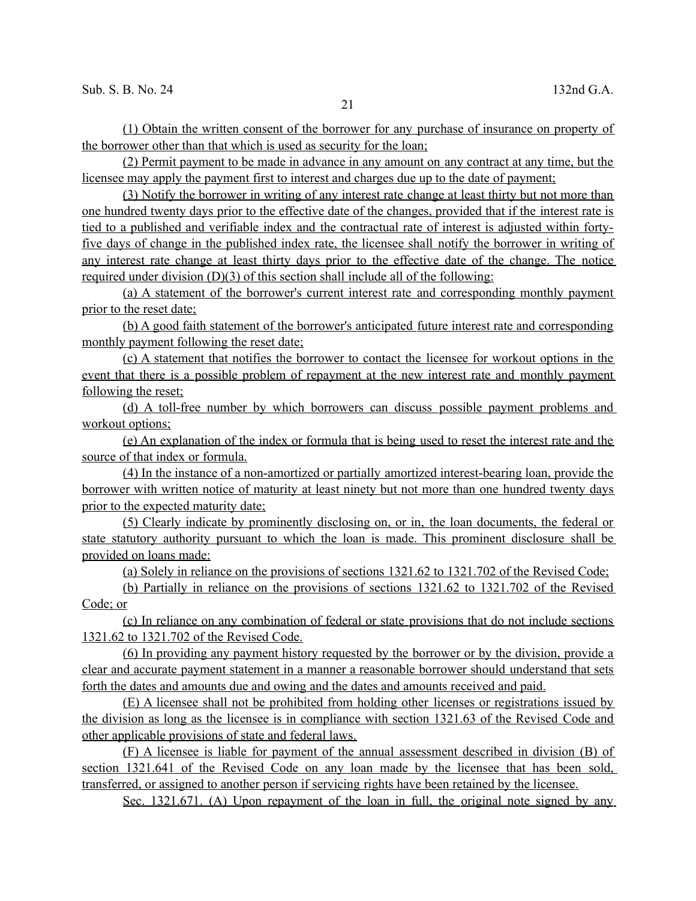(1) Obtain the written consent of the borrower for any purchase of insurance on property of the borrower other than that which is used as security for the loan;

(2) Permit payment to be made in advance in any amount on any contract at any time, but the licensee may apply the payment first to interest and charges due up to the date of payment;

(3) Notify the borrower in writing of any interest rate change at least thirty but not more than one hundred twenty days prior to the effective date of the changes, provided that if the interest rate is tied to a published and verifiable index and the contractual rate of interest is adjusted within forty-five days of change in the published index rate, the licensee shall notify the borrower in writing of any interest rate change at least thirty days prior to the effective date of the change. The notice required under division (D)(3) of this section shall include all of the following:

(a) A statement of the borrower's current interest rate and corresponding monthly payment prior to the reset date;

(b) A good faith statement of the borrower's anticipated future interest rate and corresponding monthly payment following the reset date;

(c) A statement that notifies the borrower to contact the licensee for workout options in the event that there is a possible problem of repayment at the new interest rate and monthly payment following the reset;

(d) A toll-free number by which borrowers can discuss possible payment problems and workout options;

(e) An explanation of the index or formula that is being used to reset the interest rate and the source of that index or formula.

(4) In the instance of a non-amortized or partially amortized interest-bearing loan, provide the borrower with written notice of maturity at least ninety but not more than one hundred twenty days prior to the expected maturity date;

(5) Clearly indicate by prominently disclosing on, or in, the loan documents, the federal or state statutory authority pursuant to which the loan is made. This prominent disclosure shall be provided on loans made:

(a) Solely in reliance on the provisions of sections 1321.62 to 1321.702 of the Revised Code;

(b) Partially in reliance on the provisions of sections 1321.62 to 1321.702 of the Revised Code; or

(c) In reliance on any combination of federal or state provisions that do not include sections 1321.62 to 1321.702 of the Revised Code.

(6) In providing any payment history requested by the borrower or by the division, provide a clear and accurate payment statement in a manner a reasonable borrower should understand that sets forth the dates and amounts due and owing and the dates and amounts received and paid.

(E) A licensee shall not be prohibited from holding other licenses or registrations issued by the division as long as the licensee is in compliance with section 1321.63 of the Revised Code and other applicable provisions of state and federal laws.

(F) A licensee is liable for payment of the annual assessment described in division (B) of section 1321.641 of the Revised Code on any loan made by the licensee that has been sold, transferred, or assigned to another person if servicing rights have been retained by the licensee.

Sec. 1321.671. (A) Upon repayment of the loan in full, the original note signed by any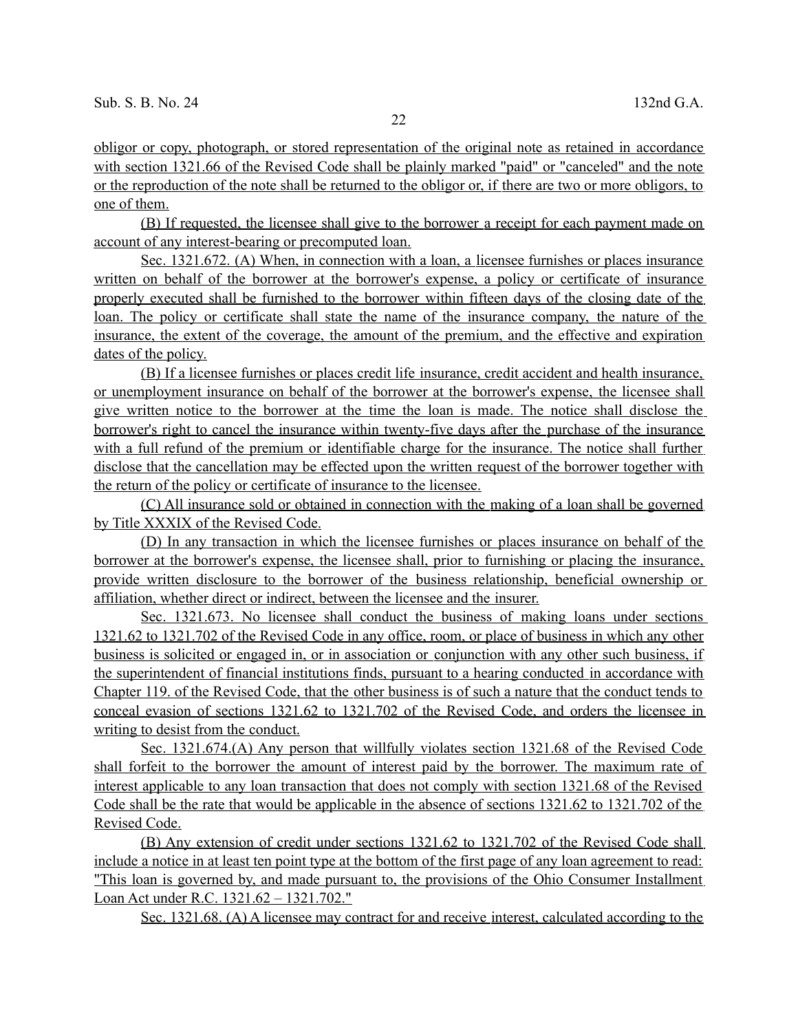obligor or copy, photograph, or stored representation of the original note as retained in accordance with section 1321.66 of the Revised Code shall be plainly marked "paid" or "canceled" and the note or the reproduction of the note shall be returned to the obligor or, if there are two or more obligors, to one of them.

(B) If requested, the licensee shall give to the borrower a receipt for each payment made on account of any interest-bearing or precomputed loan.

Sec. 1321.672. (A) When, in connection with a loan, a licensee furnishes or places insurance written on behalf of the borrower at the borrower's expense, a policy or certificate of insurance properly executed shall be furnished to the borrower within fifteen days of the closing date of the loan. The policy or certificate shall state the name of the insurance company, the nature of the insurance, the extent of the coverage, the amount of the premium, and the effective and expiration dates of the policy.

(B) If a licensee furnishes or places credit life insurance, credit accident and health insurance, or unemployment insurance on behalf of the borrower at the borrower's expense, the licensee shall give written notice to the borrower at the time the loan is made. The notice shall disclose the borrower's right to cancel the insurance within twenty-five days after the purchase of the insurance with a full refund of the premium or identifiable charge for the insurance. The notice shall further disclose that the cancellation may be effected upon the written request of the borrower together with the return of the policy or certificate of insurance to the licensee.

(C) All insurance sold or obtained in connection with the making of a loan shall be governed by Title XXXIX of the Revised Code.

(D) In any transaction in which the licensee furnishes or places insurance on behalf of the borrower at the borrower's expense, the licensee shall, prior to furnishing or placing the insurance, provide written disclosure to the borrower of the business relationship, beneficial ownership or affiliation, whether direct or indirect, between the licensee and the insurer.

Sec. 1321.673. No licensee shall conduct the business of making loans under sections 1321.62 to 1321.702 of the Revised Code in any office, room, or place of business in which any other business is solicited or engaged in, or in association or conjunction with any other such business, if the superintendent of financial institutions finds, pursuant to a hearing conducted in accordance with Chapter 119. of the Revised Code, that the other business is of such a nature that the conduct tends to conceal evasion of sections 1321.62 to 1321.702 of the Revised Code, and orders the licensee in writing to desist from the conduct.

Sec. 1321.674.(A) Any person that willfully violates section 1321.68 of the Revised Code shall forfeit to the borrower the amount of interest paid by the borrower. The maximum rate of interest applicable to any loan transaction that does not comply with section 1321.68 of the Revised Code shall be the rate that would be applicable in the absence of sections 1321.62 to 1321.702 of the Revised Code.

(B) Any extension of credit under sections 1321.62 to 1321.702 of the Revised Code shall include a notice in at least ten point type at the bottom of the first page of any loan agreement to read: "This loan is governed by, and made pursuant to, the provisions of the Ohio Consumer Installment Loan Act under R.C. 1321.62 – 1321.702."

Sec. 1321.68. (A) A licensee may contract for and receive interest, calculated according to the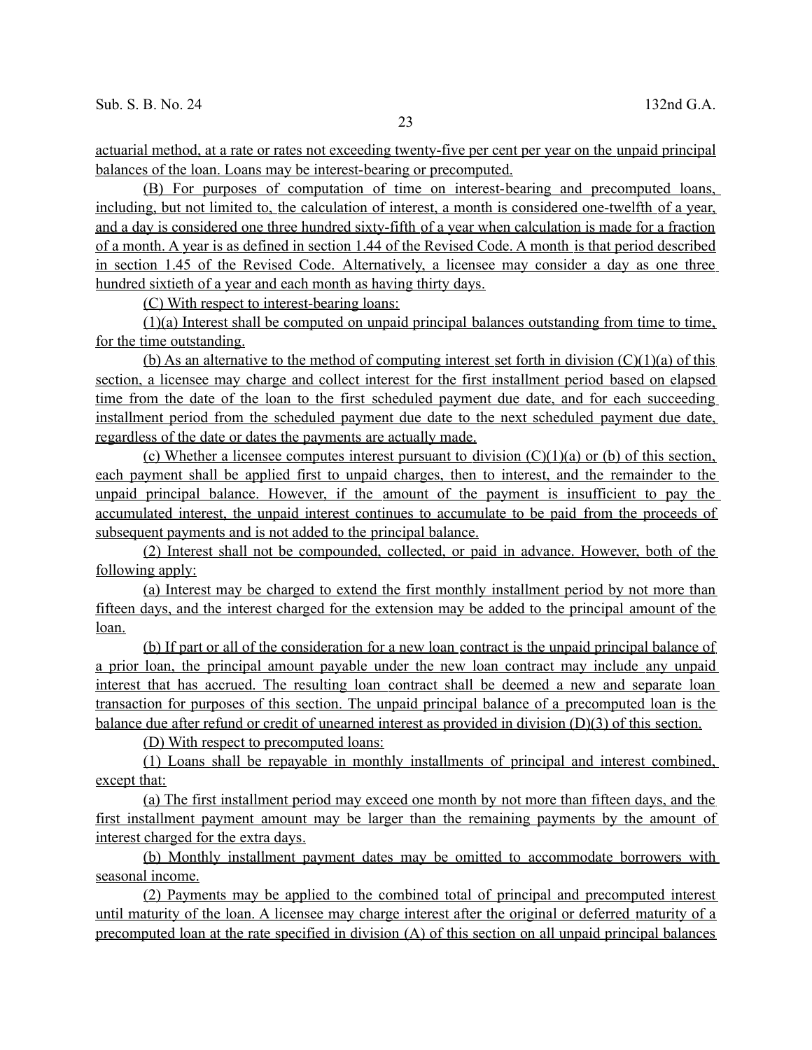actuarial method, at a rate or rates not exceeding twenty-five per cent per year on the unpaid principal balances of the loan. Loans may be interest-bearing or precomputed.

(B) For purposes of computation of time on interest-bearing and precomputed loans, including, but not limited to, the calculation of interest, a month is considered one-twelfth of a year, and a day is considered one three hundred sixty-fifth of a year when calculation is made for a fraction of a month. A year is as defined in section 1.44 of the Revised Code. A month is that period described in section 1.45 of the Revised Code. Alternatively, a licensee may consider a day as one three hundred sixtieth of a year and each month as having thirty days.

(C) With respect to interest-bearing loans:

(1)(a) Interest shall be computed on unpaid principal balances outstanding from time to time, for the time outstanding.

(b) As an alternative to the method of computing interest set forth in division (C)(1)(a) of this section, a licensee may charge and collect interest for the first installment period based on elapsed time from the date of the loan to the first scheduled payment due date, and for each succeeding installment period from the scheduled payment due date to the next scheduled payment due date, regardless of the date or dates the payments are actually made.

(c) Whether a licensee computes interest pursuant to division (C)(1)(a) or (b) of this section, each payment shall be applied first to unpaid charges, then to interest, and the remainder to the unpaid principal balance. However, if the amount of the payment is insufficient to pay the accumulated interest, the unpaid interest continues to accumulate to be paid from the proceeds of subsequent payments and is not added to the principal balance.

(2) Interest shall not be compounded, collected, or paid in advance. However, both of the following apply:

(a) Interest may be charged to extend the first monthly installment period by not more than fifteen days, and the interest charged for the extension may be added to the principal amount of the loan.

(b) If part or all of the consideration for a new loan contract is the unpaid principal balance of a prior loan, the principal amount payable under the new loan contract may include any unpaid interest that has accrued. The resulting loan contract shall be deemed a new and separate loan transaction for purposes of this section. The unpaid principal balance of a precomputed loan is the balance due after refund or credit of unearned interest as provided in division (D)(3) of this section.

(D) With respect to precomputed loans:

(1) Loans shall be repayable in monthly installments of principal and interest combined, except that:

(a) The first installment period may exceed one month by not more than fifteen days, and the first installment payment amount may be larger than the remaining payments by the amount of interest charged for the extra days.

(b) Monthly installment payment dates may be omitted to accommodate borrowers with seasonal income.

(2) Payments may be applied to the combined total of principal and precomputed interest until maturity of the loan. A licensee may charge interest after the original or deferred maturity of a precomputed loan at the rate specified in division (A) of this section on all unpaid principal balances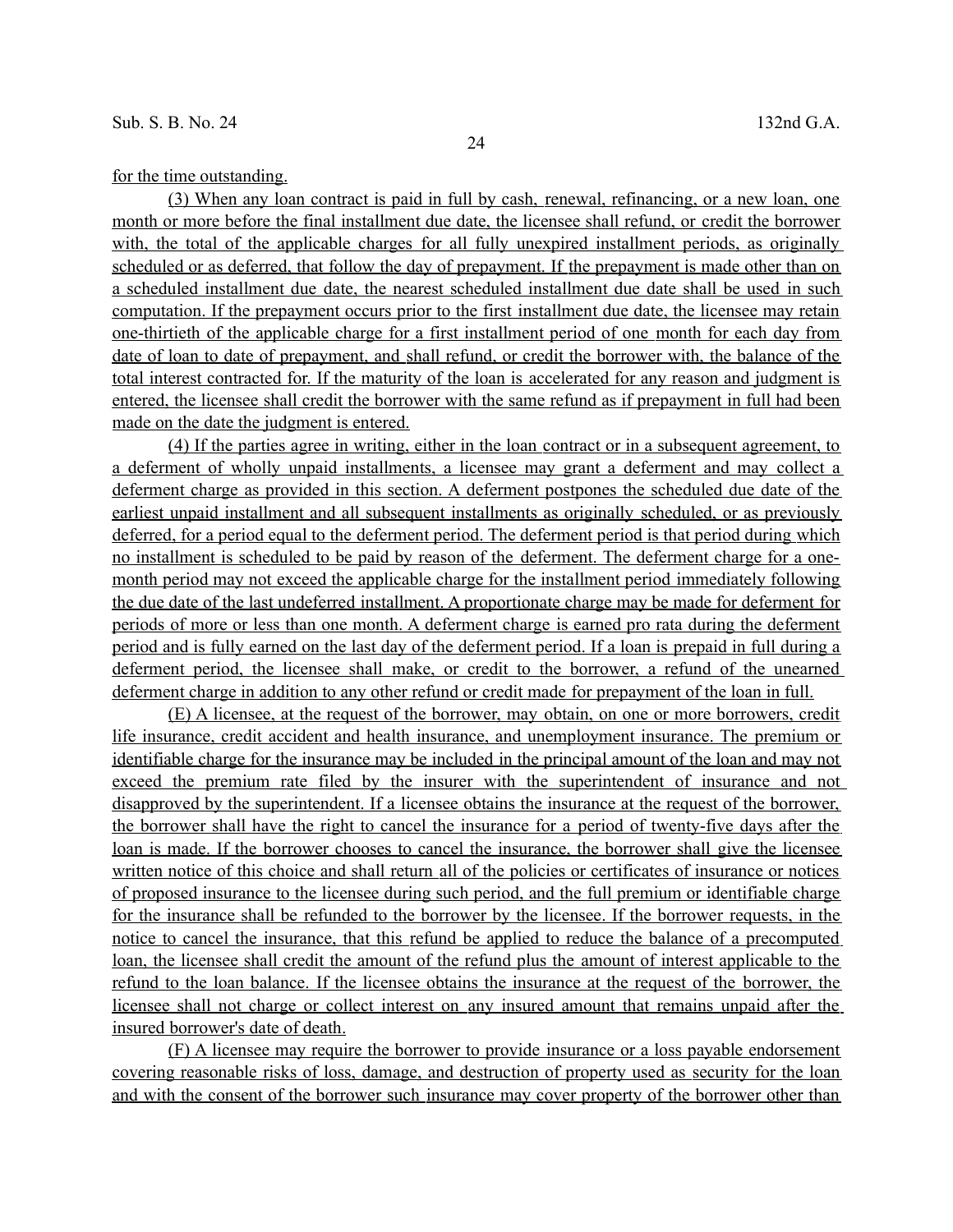for the time outstanding.

(3) When any loan contract is paid in full by cash, renewal, refinancing, or a new loan, one month or more before the final installment due date, the licensee shall refund, or credit the borrower with, the total of the applicable charges for all fully unexpired installment periods, as originally scheduled or as deferred, that follow the day of prepayment. If the prepayment is made other than on a scheduled installment due date, the nearest scheduled installment due date shall be used in such computation. If the prepayment occurs prior to the first installment due date, the licensee may retain one-thirtieth of the applicable charge for a first installment period of one month for each day from date of loan to date of prepayment, and shall refund, or credit the borrower with, the balance of the total interest contracted for. If the maturity of the loan is accelerated for any reason and judgment is entered, the licensee shall credit the borrower with the same refund as if prepayment in full had been made on the date the judgment is entered.

(4) If the parties agree in writing, either in the loan contract or in a subsequent agreement, to a deferment of wholly unpaid installments, a licensee may grant a deferment and may collect a deferment charge as provided in this section. A deferment postpones the scheduled due date of the earliest unpaid installment and all subsequent installments as originally scheduled, or as previously deferred, for a period equal to the deferment period. The deferment period is that period during which no installment is scheduled to be paid by reason of the deferment. The deferment charge for a one-month period may not exceed the applicable charge for the installment period immediately following the due date of the last undeferred installment. A proportionate charge may be made for deferment for periods of more or less than one month. A deferment charge is earned pro rata during the deferment period and is fully earned on the last day of the deferment period. If a loan is prepaid in full during a deferment period, the licensee shall make, or credit to the borrower, a refund of the unearned deferment charge in addition to any other refund or credit made for prepayment of the loan in full.

(E) A licensee, at the request of the borrower, may obtain, on one or more borrowers, credit life insurance, credit accident and health insurance, and unemployment insurance. The premium or identifiable charge for the insurance may be included in the principal amount of the loan and may not exceed the premium rate filed by the insurer with the superintendent of insurance and not disapproved by the superintendent. If a licensee obtains the insurance at the request of the borrower, the borrower shall have the right to cancel the insurance for a period of twenty-five days after the loan is made. If the borrower chooses to cancel the insurance, the borrower shall give the licensee written notice of this choice and shall return all of the policies or certificates of insurance or notices of proposed insurance to the licensee during such period, and the full premium or identifiable charge for the insurance shall be refunded to the borrower by the licensee. If the borrower requests, in the notice to cancel the insurance, that this refund be applied to reduce the balance of a precomputed loan, the licensee shall credit the amount of the refund plus the amount of interest applicable to the refund to the loan balance. If the licensee obtains the insurance at the request of the borrower, the licensee shall not charge or collect interest on any insured amount that remains unpaid after the insured borrower's date of death.

(F) A licensee may require the borrower to provide insurance or a loss payable endorsement covering reasonable risks of loss, damage, and destruction of property used as security for the loan and with the consent of the borrower such insurance may cover property of the borrower other than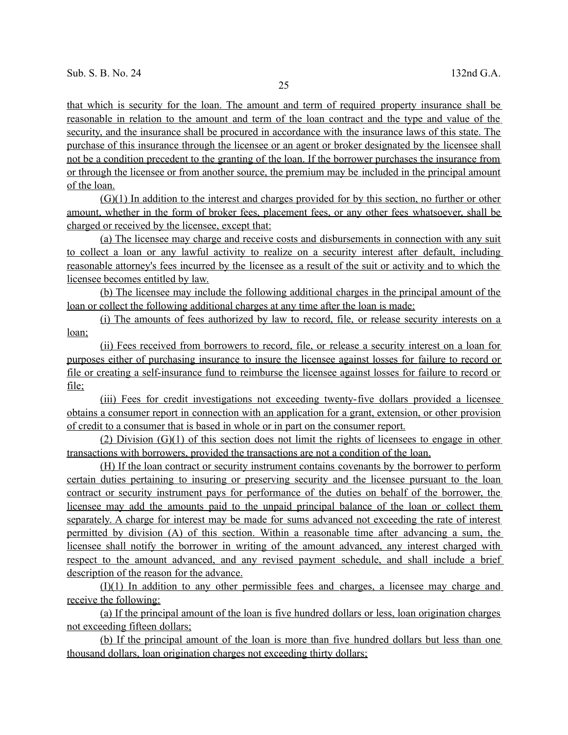that which is security for the loan. The amount and term of required property insurance shall be reasonable in relation to the amount and term of the loan contract and the type and value of the security, and the insurance shall be procured in accordance with the insurance laws of this state. The purchase of this insurance through the licensee or an agent or broker designated by the licensee shall not be a condition precedent to the granting of the loan. If the borrower purchases the insurance from or through the licensee or from another source, the premium may be included in the principal amount of the loan.

(G)(1) In addition to the interest and charges provided for by this section, no further or other amount, whether in the form of broker fees, placement fees, or any other fees whatsoever, shall be charged or received by the licensee, except that:

(a) The licensee may charge and receive costs and disbursements in connection with any suit to collect a loan or any lawful activity to realize on a security interest after default, including reasonable attorney's fees incurred by the licensee as a result of the suit or activity and to which the licensee becomes entitled by law.

(b) The licensee may include the following additional charges in the principal amount of the loan or collect the following additional charges at any time after the loan is made:

(i) The amounts of fees authorized by law to record, file, or release security interests on a loan;

(ii) Fees received from borrowers to record, file, or release a security interest on a loan for purposes either of purchasing insurance to insure the licensee against losses for failure to record or file or creating a self-insurance fund to reimburse the licensee against losses for failure to record or file;

(iii) Fees for credit investigations not exceeding twenty-five dollars provided a licensee obtains a consumer report in connection with an application for a grant, extension, or other provision of credit to a consumer that is based in whole or in part on the consumer report.

(2) Division (G)(1) of this section does not limit the rights of licensees to engage in other transactions with borrowers, provided the transactions are not a condition of the loan.

(H) If the loan contract or security instrument contains covenants by the borrower to perform certain duties pertaining to insuring or preserving security and the licensee pursuant to the loan contract or security instrument pays for performance of the duties on behalf of the borrower, the licensee may add the amounts paid to the unpaid principal balance of the loan or collect them separately. A charge for interest may be made for sums advanced not exceeding the rate of interest permitted by division (A) of this section. Within a reasonable time after advancing a sum, the licensee shall notify the borrower in writing of the amount advanced, any interest charged with respect to the amount advanced, and any revised payment schedule, and shall include a brief description of the reason for the advance.

(I)(1) In addition to any other permissible fees and charges, a licensee may charge and receive the following:

(a) If the principal amount of the loan is five hundred dollars or less, loan origination charges not exceeding fifteen dollars;

(b) If the principal amount of the loan is more than five hundred dollars but less than one thousand dollars, loan origination charges not exceeding thirty dollars;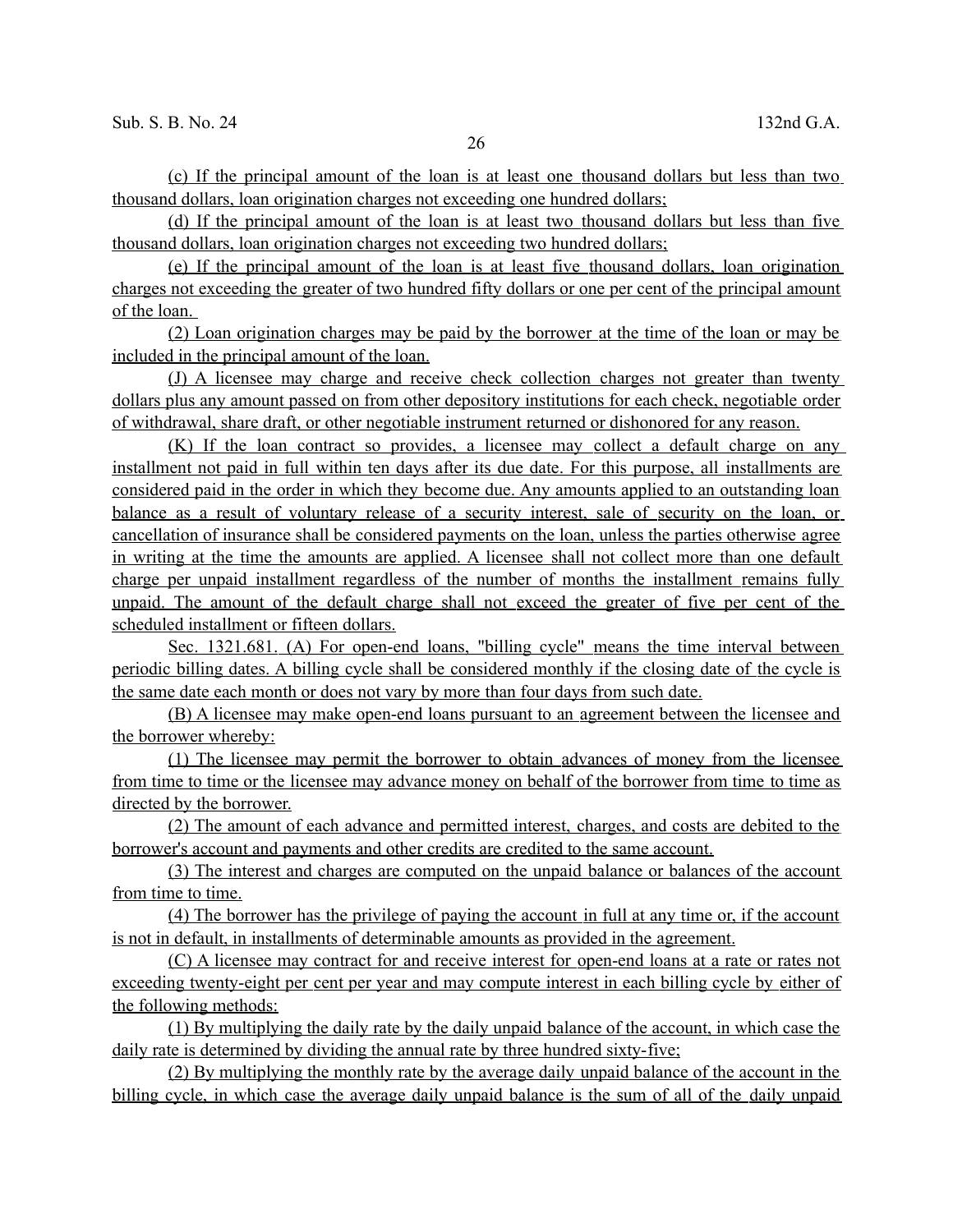(c) If the principal amount of the loan is at least one thousand dollars but less than two thousand dollars, loan origination charges not exceeding one hundred dollars;

(d) If the principal amount of the loan is at least two thousand dollars but less than five thousand dollars, loan origination charges not exceeding two hundred dollars;

(e) If the principal amount of the loan is at least five thousand dollars, loan origination charges not exceeding the greater of two hundred fifty dollars or one per cent of the principal amount of the loan.

(2) Loan origination charges may be paid by the borrower at the time of the loan or may be included in the principal amount of the loan.

(J) A licensee may charge and receive check collection charges not greater than twenty dollars plus any amount passed on from other depository institutions for each check, negotiable order of withdrawal, share draft, or other negotiable instrument returned or dishonored for any reason.

(K) If the loan contract so provides, a licensee may collect a default charge on any installment not paid in full within ten days after its due date. For this purpose, all installments are considered paid in the order in which they become due. Any amounts applied to an outstanding loan balance as a result of voluntary release of a security interest, sale of security on the loan, or cancellation of insurance shall be considered payments on the loan, unless the parties otherwise agree in writing at the time the amounts are applied. A licensee shall not collect more than one default charge per unpaid installment regardless of the number of months the installment remains fully unpaid. The amount of the default charge shall not exceed the greater of five per cent of the scheduled installment or fifteen dollars.

Sec. 1321.681. (A) For open-end loans, "billing cycle" means the time interval between periodic billing dates. A billing cycle shall be considered monthly if the closing date of the cycle is the same date each month or does not vary by more than four days from such date.

(B) A licensee may make open-end loans pursuant to an agreement between the licensee and the borrower whereby:

(1) The licensee may permit the borrower to obtain advances of money from the licensee from time to time or the licensee may advance money on behalf of the borrower from time to time as directed by the borrower.

(2) The amount of each advance and permitted interest, charges, and costs are debited to the borrower's account and payments and other credits are credited to the same account.

(3) The interest and charges are computed on the unpaid balance or balances of the account from time to time.

(4) The borrower has the privilege of paying the account in full at any time or, if the account is not in default, in installments of determinable amounts as provided in the agreement.

(C) A licensee may contract for and receive interest for open-end loans at a rate or rates not exceeding twenty-eight per cent per year and may compute interest in each billing cycle by either of the following methods:

(1) By multiplying the daily rate by the daily unpaid balance of the account, in which case the daily rate is determined by dividing the annual rate by three hundred sixty-five;

(2) By multiplying the monthly rate by the average daily unpaid balance of the account in the billing cycle, in which case the average daily unpaid balance is the sum of all of the daily unpaid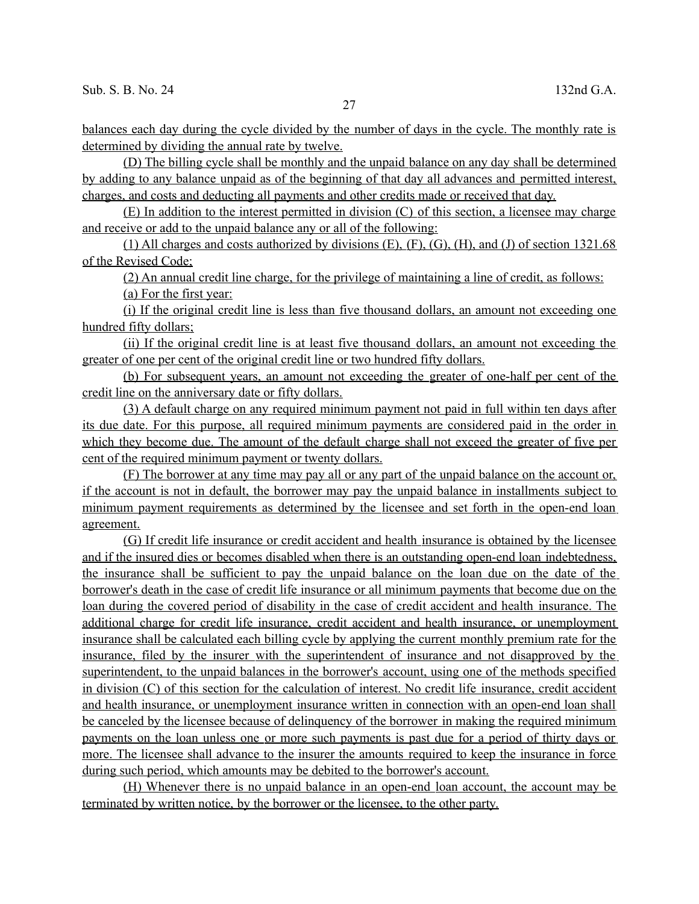balances each day during the cycle divided by the number of days in the cycle. The monthly rate is determined by dividing the annual rate by twelve.

(D) The billing cycle shall be monthly and the unpaid balance on any day shall be determined by adding to any balance unpaid as of the beginning of that day all advances and permitted interest, charges, and costs and deducting all payments and other credits made or received that day.

(E) In addition to the interest permitted in division (C) of this section, a licensee may charge and receive or add to the unpaid balance any or all of the following:

(1) All charges and costs authorized by divisions (E), (F), (G), (H), and (J) of section 1321.68 of the Revised Code;

(2) An annual credit line charge, for the privilege of maintaining a line of credit, as follows:

(a) For the first year:

(i) If the original credit line is less than five thousand dollars, an amount not exceeding one hundred fifty dollars;

(ii) If the original credit line is at least five thousand dollars, an amount not exceeding the greater of one per cent of the original credit line or two hundred fifty dollars.

(b) For subsequent years, an amount not exceeding the greater of one-half per cent of the credit line on the anniversary date or fifty dollars.

(3) A default charge on any required minimum payment not paid in full within ten days after its due date. For this purpose, all required minimum payments are considered paid in the order in which they become due. The amount of the default charge shall not exceed the greater of five per cent of the required minimum payment or twenty dollars.

(F) The borrower at any time may pay all or any part of the unpaid balance on the account or, if the account is not in default, the borrower may pay the unpaid balance in installments subject to minimum payment requirements as determined by the licensee and set forth in the open-end loan agreement.

(G) If credit life insurance or credit accident and health insurance is obtained by the licensee and if the insured dies or becomes disabled when there is an outstanding open-end loan indebtedness, the insurance shall be sufficient to pay the unpaid balance on the loan due on the date of the borrower's death in the case of credit life insurance or all minimum payments that become due on the loan during the covered period of disability in the case of credit accident and health insurance. The additional charge for credit life insurance, credit accident and health insurance, or unemployment insurance shall be calculated each billing cycle by applying the current monthly premium rate for the insurance, filed by the insurer with the superintendent of insurance and not disapproved by the superintendent, to the unpaid balances in the borrower's account, using one of the methods specified in division (C) of this section for the calculation of interest. No credit life insurance, credit accident and health insurance, or unemployment insurance written in connection with an open-end loan shall be canceled by the licensee because of delinquency of the borrower in making the required minimum payments on the loan unless one or more such payments is past due for a period of thirty days or more. The licensee shall advance to the insurer the amounts required to keep the insurance in force during such period, which amounts may be debited to the borrower's account.

(H) Whenever there is no unpaid balance in an open-end loan account, the account may be terminated by written notice, by the borrower or the licensee, to the other party.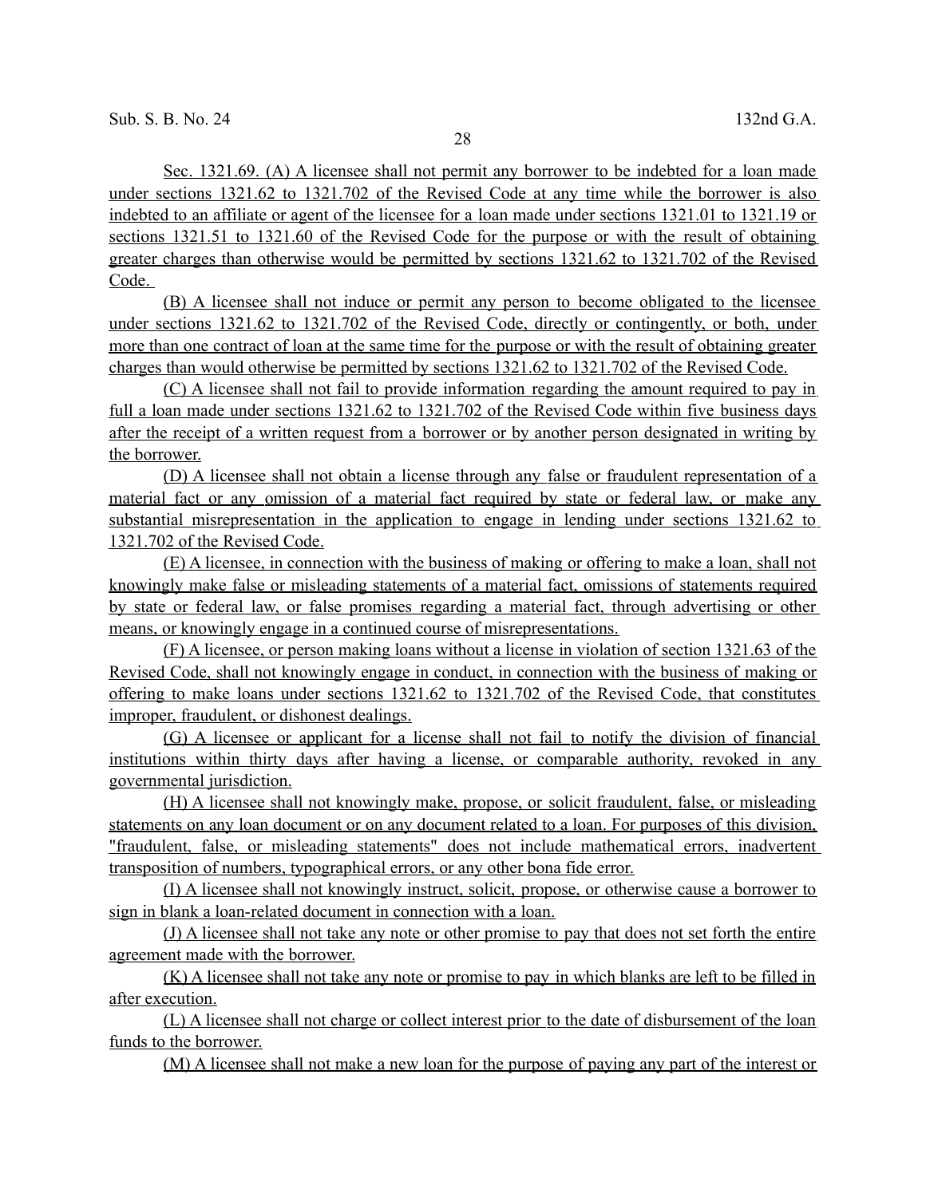Sec. 1321.69. (A) A licensee shall not permit any borrower to be indebted for a loan made under sections 1321.62 to 1321.702 of the Revised Code at any time while the borrower is also indebted to an affiliate or agent of the licensee for a loan made under sections 1321.01 to 1321.19 or sections 1321.51 to 1321.60 of the Revised Code for the purpose or with the result of obtaining greater charges than otherwise would be permitted by sections 1321.62 to 1321.702 of the Revised Code.

(B) A licensee shall not induce or permit any person to become obligated to the licensee under sections 1321.62 to 1321.702 of the Revised Code, directly or contingently, or both, under more than one contract of loan at the same time for the purpose or with the result of obtaining greater charges than would otherwise be permitted by sections 1321.62 to 1321.702 of the Revised Code.

(C) A licensee shall not fail to provide information regarding the amount required to pay in full a loan made under sections 1321.62 to 1321.702 of the Revised Code within five business days after the receipt of a written request from a borrower or by another person designated in writing by the borrower.

(D) A licensee shall not obtain a license through any false or fraudulent representation of a material fact or any omission of a material fact required by state or federal law, or make any substantial misrepresentation in the application to engage in lending under sections 1321.62 to 1321.702 of the Revised Code.

(E) A licensee, in connection with the business of making or offering to make a loan, shall not knowingly make false or misleading statements of a material fact, omissions of statements required by state or federal law, or false promises regarding a material fact, through advertising or other means, or knowingly engage in a continued course of misrepresentations.

(F) A licensee, or person making loans without a license in violation of section 1321.63 of the Revised Code, shall not knowingly engage in conduct, in connection with the business of making or offering to make loans under sections 1321.62 to 1321.702 of the Revised Code, that constitutes improper, fraudulent, or dishonest dealings.

(G) A licensee or applicant for a license shall not fail to notify the division of financial institutions within thirty days after having a license, or comparable authority, revoked in any governmental jurisdiction.

(H) A licensee shall not knowingly make, propose, or solicit fraudulent, false, or misleading statements on any loan document or on any document related to a loan. For purposes of this division, "fraudulent, false, or misleading statements" does not include mathematical errors, inadvertent transposition of numbers, typographical errors, or any other bona fide error.

(I) A licensee shall not knowingly instruct, solicit, propose, or otherwise cause a borrower to sign in blank a loan-related document in connection with a loan.

(J) A licensee shall not take any note or other promise to pay that does not set forth the entire agreement made with the borrower.

(K) A licensee shall not take any note or promise to pay in which blanks are left to be filled in after execution.

(L) A licensee shall not charge or collect interest prior to the date of disbursement of the loan funds to the borrower.

(M) A licensee shall not make a new loan for the purpose of paying any part of the interest or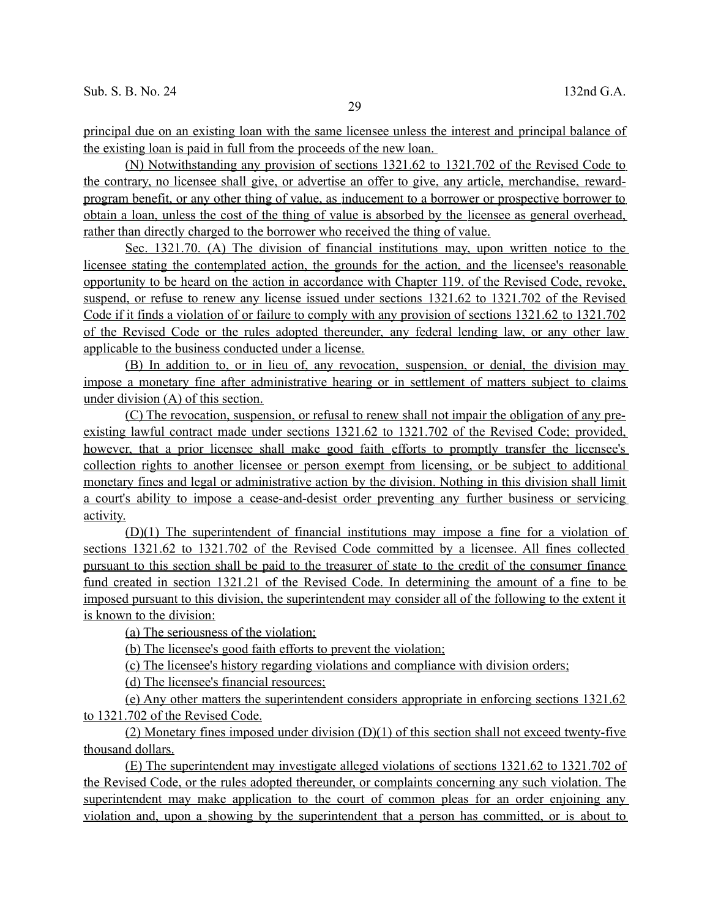principal due on an existing loan with the same licensee unless the interest and principal balance of the existing loan is paid in full from the proceeds of the new loan.

(N) Notwithstanding any provision of sections 1321.62 to 1321.702 of the Revised Code to the contrary, no licensee shall give, or advertise an offer to give, any article, merchandise, reward-program benefit, or any other thing of value, as inducement to a borrower or prospective borrower to obtain a loan, unless the cost of the thing of value is absorbed by the licensee as general overhead, rather than directly charged to the borrower who received the thing of value.

Sec. 1321.70. (A) The division of financial institutions may, upon written notice to the licensee stating the contemplated action, the grounds for the action, and the licensee's reasonable opportunity to be heard on the action in accordance with Chapter 119. of the Revised Code, revoke, suspend, or refuse to renew any license issued under sections 1321.62 to 1321.702 of the Revised Code if it finds a violation of or failure to comply with any provision of sections 1321.62 to 1321.702 of the Revised Code or the rules adopted thereunder, any federal lending law, or any other law applicable to the business conducted under a license.

(B) In addition to, or in lieu of, any revocation, suspension, or denial, the division may impose a monetary fine after administrative hearing or in settlement of matters subject to claims under division (A) of this section.

(C) The revocation, suspension, or refusal to renew shall not impair the obligation of any pre-existing lawful contract made under sections 1321.62 to 1321.702 of the Revised Code; provided, however, that a prior licensee shall make good faith efforts to promptly transfer the licensee's collection rights to another licensee or person exempt from licensing, or be subject to additional monetary fines and legal or administrative action by the division. Nothing in this division shall limit a court's ability to impose a cease-and-desist order preventing any further business or servicing activity.

(D)(1) The superintendent of financial institutions may impose a fine for a violation of sections 1321.62 to 1321.702 of the Revised Code committed by a licensee. All fines collected pursuant to this section shall be paid to the treasurer of state to the credit of the consumer finance fund created in section 1321.21 of the Revised Code. In determining the amount of a fine to be imposed pursuant to this division, the superintendent may consider all of the following to the extent it is known to the division:

(a) The seriousness of the violation;

(b) The licensee's good faith efforts to prevent the violation;

(c) The licensee's history regarding violations and compliance with division orders;

(d) The licensee's financial resources;

(e) Any other matters the superintendent considers appropriate in enforcing sections 1321.62 to 1321.702 of the Revised Code.

(2) Monetary fines imposed under division (D)(1) of this section shall not exceed twenty-five thousand dollars.

(E) The superintendent may investigate alleged violations of sections 1321.62 to 1321.702 of the Revised Code, or the rules adopted thereunder, or complaints concerning any such violation. The superintendent may make application to the court of common pleas for an order enjoining any violation and, upon a showing by the superintendent that a person has committed, or is about to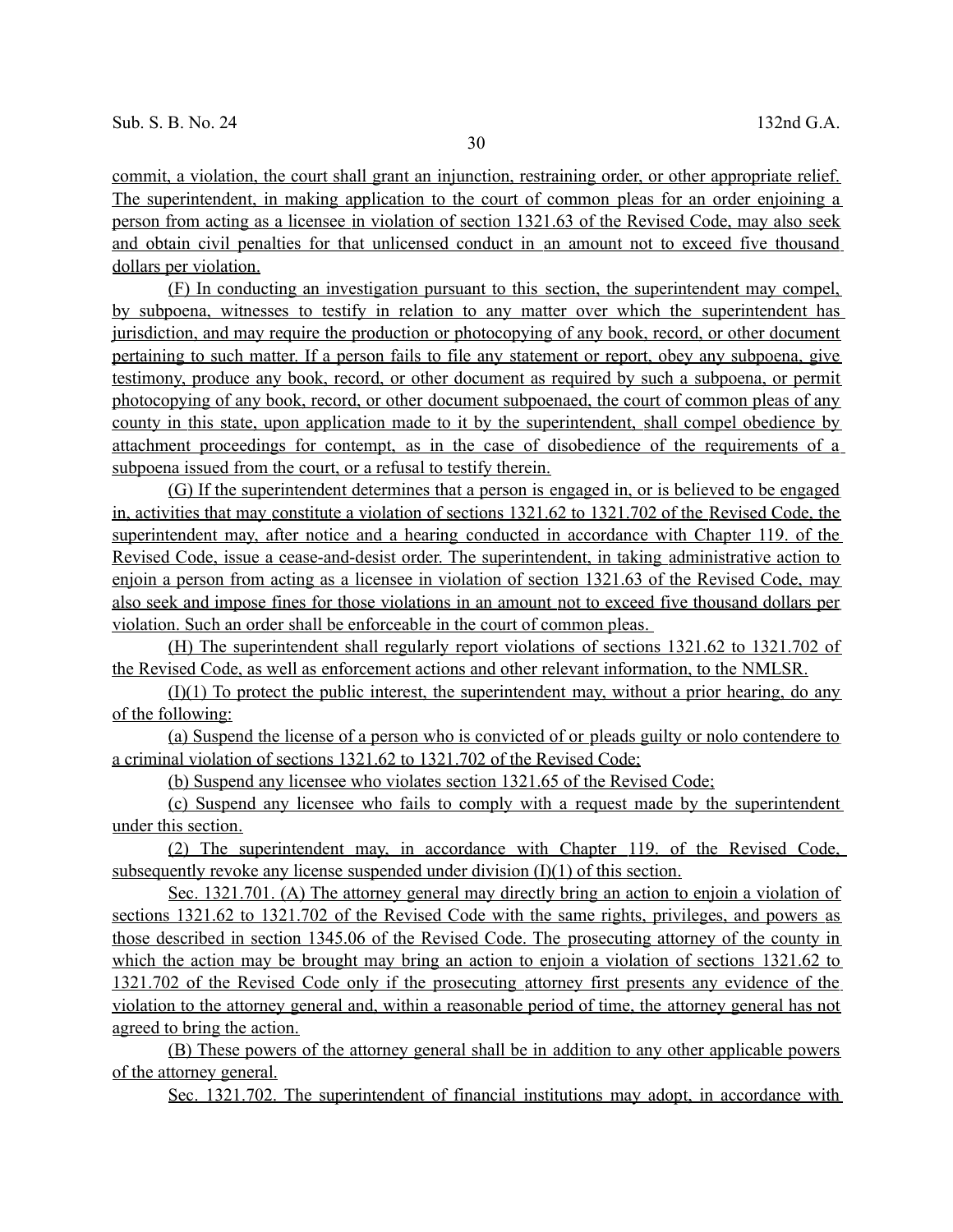commit, a violation, the court shall grant an injunction, restraining order, or other appropriate relief. The superintendent, in making application to the court of common pleas for an order enjoining a person from acting as a licensee in violation of section 1321.63 of the Revised Code, may also seek and obtain civil penalties for that unlicensed conduct in an amount not to exceed five thousand dollars per violation.

(F) In conducting an investigation pursuant to this section, the superintendent may compel, by subpoena, witnesses to testify in relation to any matter over which the superintendent has jurisdiction, and may require the production or photocopying of any book, record, or other document pertaining to such matter. If a person fails to file any statement or report, obey any subpoena, give testimony, produce any book, record, or other document as required by such a subpoena, or permit photocopying of any book, record, or other document subpoenaed, the court of common pleas of any county in this state, upon application made to it by the superintendent, shall compel obedience by attachment proceedings for contempt, as in the case of disobedience of the requirements of a subpoena issued from the court, or a refusal to testify therein.

(G) If the superintendent determines that a person is engaged in, or is believed to be engaged in, activities that may constitute a violation of sections 1321.62 to 1321.702 of the Revised Code, the superintendent may, after notice and a hearing conducted in accordance with Chapter 119. of the Revised Code, issue a cease-and-desist order. The superintendent, in taking administrative action to enjoin a person from acting as a licensee in violation of section 1321.63 of the Revised Code, may also seek and impose fines for those violations in an amount not to exceed five thousand dollars per violation. Such an order shall be enforceable in the court of common pleas.

(H) The superintendent shall regularly report violations of sections 1321.62 to 1321.702 of the Revised Code, as well as enforcement actions and other relevant information, to the NMLSR.

(I)(1) To protect the public interest, the superintendent may, without a prior hearing, do any of the following:

(a) Suspend the license of a person who is convicted of or pleads guilty or nolo contendere to a criminal violation of sections 1321.62 to 1321.702 of the Revised Code;

(b) Suspend any licensee who violates section 1321.65 of the Revised Code;

(c) Suspend any licensee who fails to comply with a request made by the superintendent under this section.

(2) The superintendent may, in accordance with Chapter 119. of the Revised Code, subsequently revoke any license suspended under division (I)(1) of this section.

Sec. 1321.701. (A) The attorney general may directly bring an action to enjoin a violation of sections 1321.62 to 1321.702 of the Revised Code with the same rights, privileges, and powers as those described in section 1345.06 of the Revised Code. The prosecuting attorney of the county in which the action may be brought may bring an action to enjoin a violation of sections 1321.62 to 1321.702 of the Revised Code only if the prosecuting attorney first presents any evidence of the violation to the attorney general and, within a reasonable period of time, the attorney general has not agreed to bring the action.

(B) These powers of the attorney general shall be in addition to any other applicable powers of the attorney general.

Sec. 1321.702. The superintendent of financial institutions may adopt, in accordance with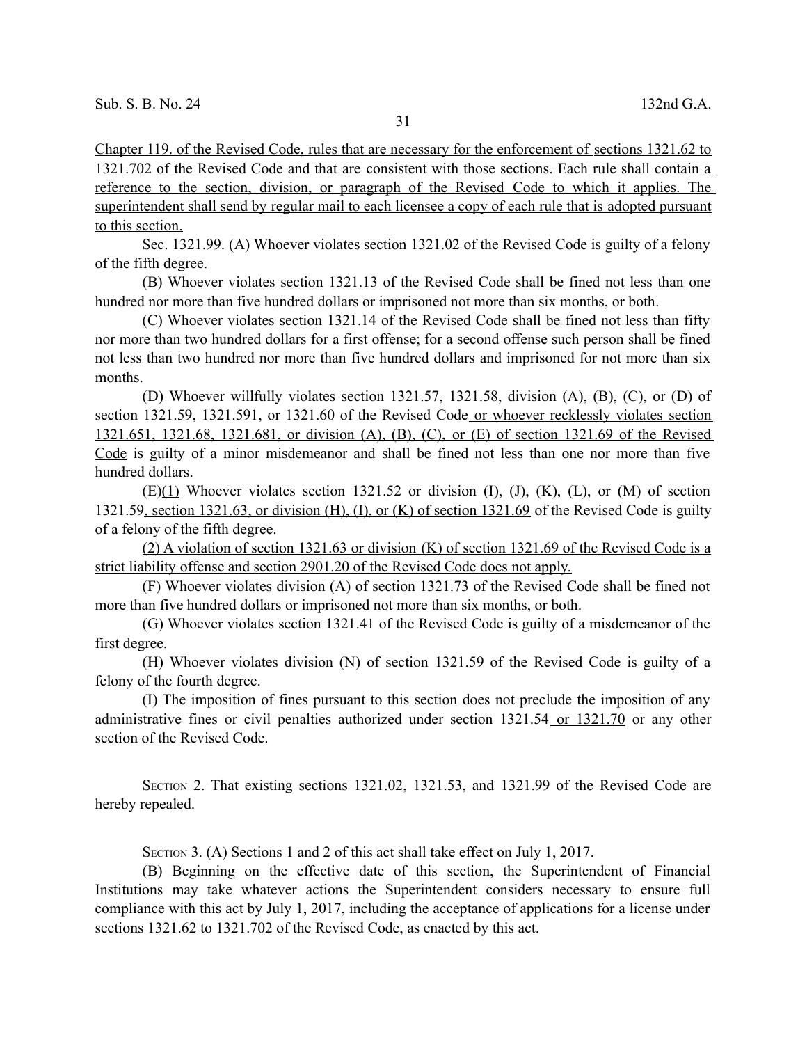Chapter 119. of the Revised Code, rules that are necessary for the enforcement of sections 1321.62 to 1321.702 of the Revised Code and that are consistent with those sections. Each rule shall contain a reference to the section, division, or paragraph of the Revised Code to which it applies. The superintendent shall send by regular mail to each licensee a copy of each rule that is adopted pursuant to this section.

Sec. 1321.99. (A) Whoever violates section 1321.02 of the Revised Code is guilty of a felony of the fifth degree.

(B) Whoever violates section 1321.13 of the Revised Code shall be fined not less than one hundred nor more than five hundred dollars or imprisoned not more than six months, or both.

(C) Whoever violates section 1321.14 of the Revised Code shall be fined not less than fifty nor more than two hundred dollars for a first offense; for a second offense such person shall be fined not less than two hundred nor more than five hundred dollars and imprisoned for not more than six months.

(D) Whoever willfully violates section 1321.57, 1321.58, division (A), (B), (C), or (D) of section 1321.59, 1321.591, or 1321.60 of the Revised Code or whoever recklessly violates section 1321.651, 1321.68, 1321.681, or division (A), (B), (C), or (E) of section 1321.69 of the Revised Code is guilty of a minor misdemeanor and shall be fined not less than one nor more than five hundred dollars.

(E)(1) Whoever violates section 1321.52 or division (I), (J), (K), (L), or (M) of section 1321.59, section 1321.63, or division (H), (I), or (K) of section 1321.69 of the Revised Code is guilty of a felony of the fifth degree.

(2) A violation of section 1321.63 or division (K) of section 1321.69 of the Revised Code is a strict liability offense and section 2901.20 of the Revised Code does not apply.

(F) Whoever violates division (A) of section 1321.73 of the Revised Code shall be fined not more than five hundred dollars or imprisoned not more than six months, or both.

(G) Whoever violates section 1321.41 of the Revised Code is guilty of a misdemeanor of the first degree.

(H) Whoever violates division (N) of section 1321.59 of the Revised Code is guilty of a felony of the fourth degree.

(I) The imposition of fines pursuant to this section does not preclude the imposition of any administrative fines or civil penalties authorized under section 1321.54 or 1321.70 or any other section of the Revised Code.

SECTION 2. That existing sections 1321.02, 1321.53, and 1321.99 of the Revised Code are hereby repealed.

SECTION 3. (A) Sections 1 and 2 of this act shall take effect on July 1, 2017.

(B) Beginning on the effective date of this section, the Superintendent of Financial Institutions may take whatever actions the Superintendent considers necessary to ensure full compliance with this act by July 1, 2017, including the acceptance of applications for a license under sections 1321.62 to 1321.702 of the Revised Code, as enacted by this act.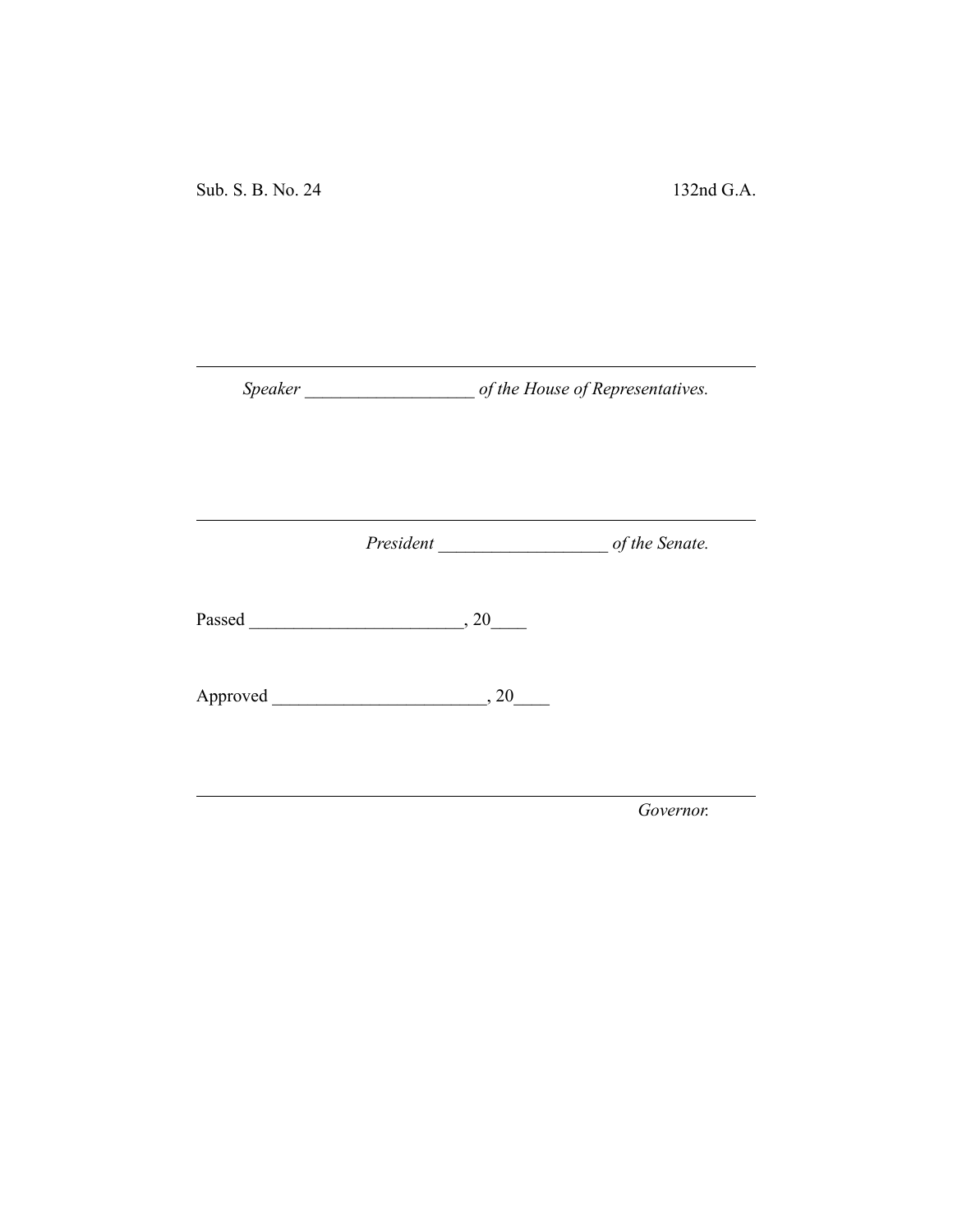Sub. S. B. No. 24 132nd G.A.

---

*Speaker* ___________________ *of the House of Representatives.*

---

*President* ___________________ *of the Senate.*

Passed ________________________, 20____

Approved ________________________, 20____

---

*Governor.*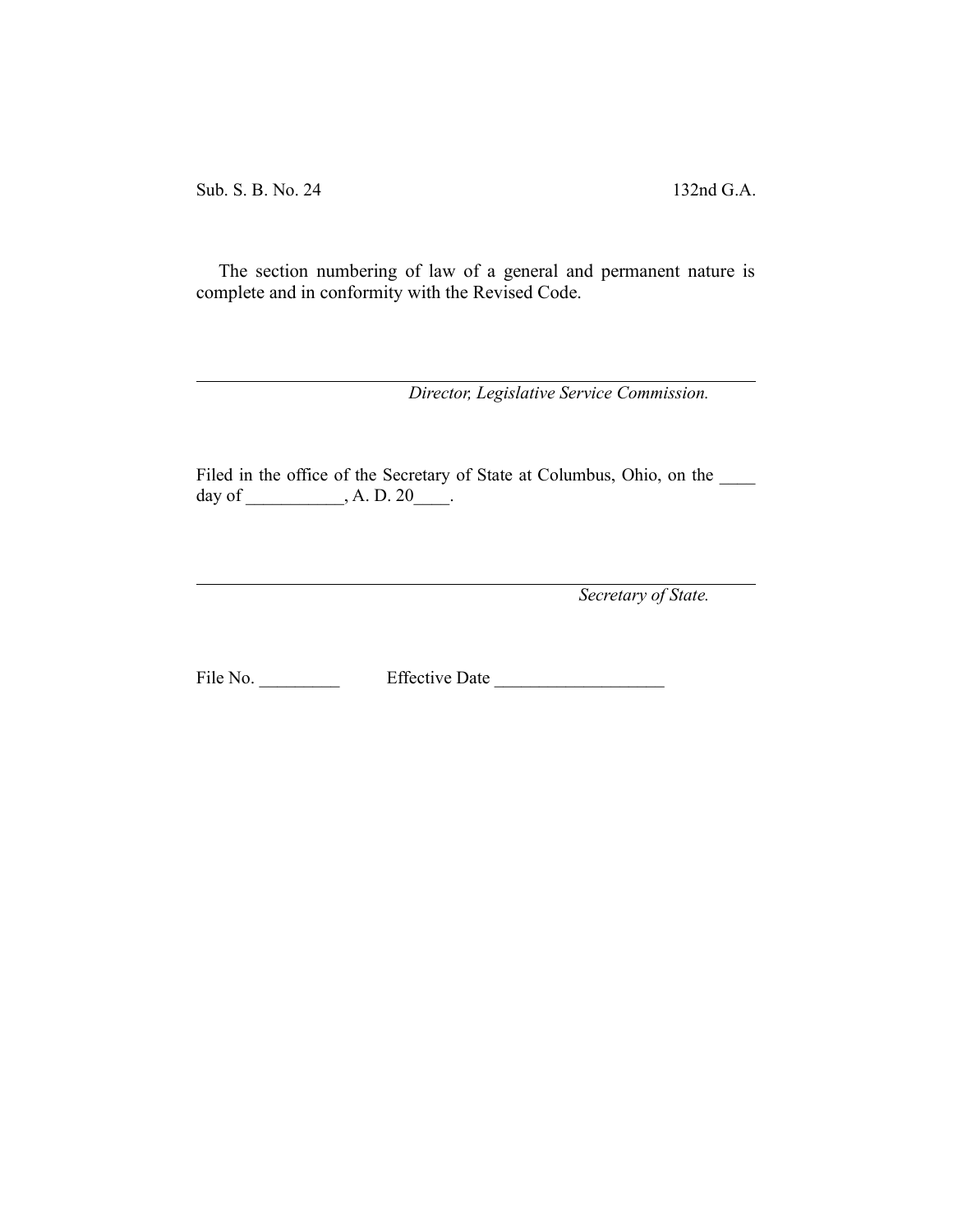Sub. S. B. No. 24 132nd G.A.

The section numbering of law of a general and permanent nature is complete and in conformity with the Revised Code.

______________________________________________________________

*Director, Legislative Service Commission.*

Filed in the office of the Secretary of State at Columbus, Ohio, on the ____ day of ___________, A. D. 20____.

______________________________________________________________

*Secretary of State.*

File No. _________ Effective Date ___________________